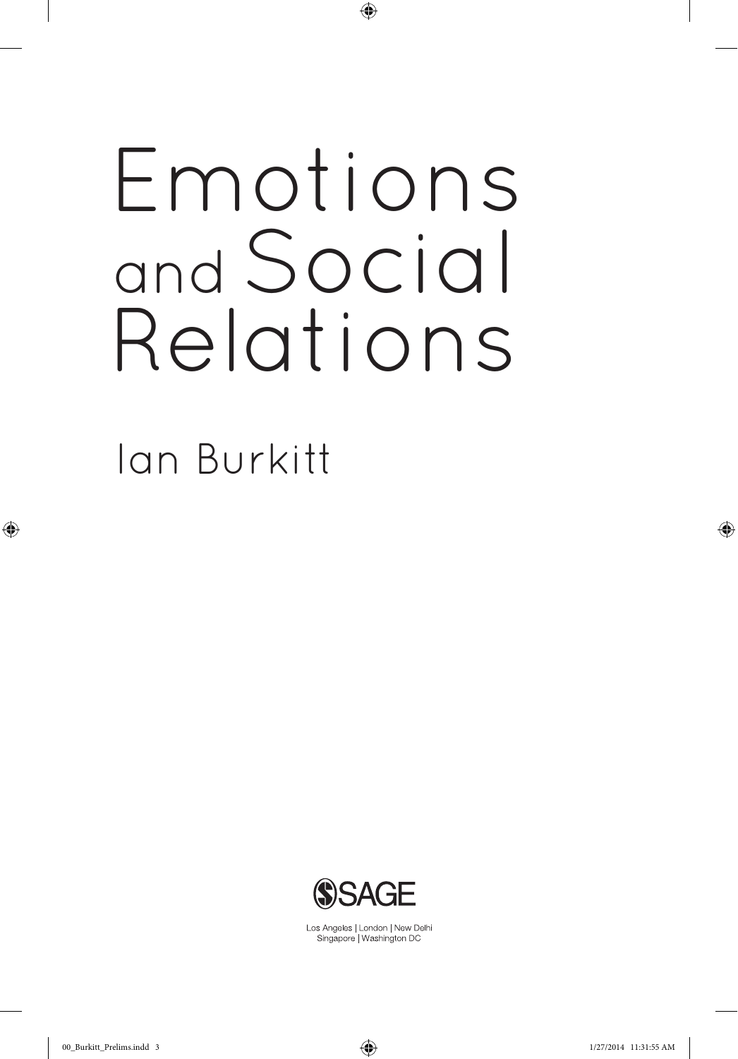# Emotions and Social Relations

Ian Burkitt

SAGE

Los Angeles | London | New Delhi
Singapore | Washington DC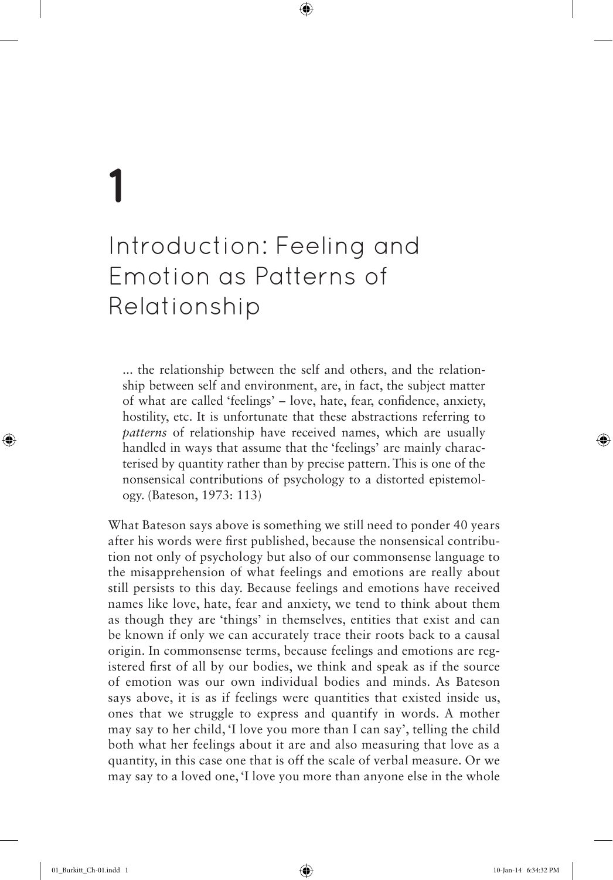# 1

# Introduction: Feeling and Emotion as Patterns of Relationship

> ... the relationship between the self and others, and the relationship between self and environment, are, in fact, the subject matter of what are called 'feelings' – love, hate, fear, confidence, anxiety, hostility, etc. It is unfortunate that these abstractions referring to *patterns* of relationship have received names, which are usually handled in ways that assume that the 'feelings' are mainly characterised by quantity rather than by precise pattern. This is one of the nonsensical contributions of psychology to a distorted epistemology. (Bateson, 1973: 113)

What Bateson says above is something we still need to ponder 40 years after his words were first published, because the nonsensical contribution not only of psychology but also of our commonsense language to the misapprehension of what feelings and emotions are really about still persists to this day. Because feelings and emotions have received names like love, hate, fear and anxiety, we tend to think about them as though they are 'things' in themselves, entities that exist and can be known if only we can accurately trace their roots back to a causal origin. In commonsense terms, because feelings and emotions are registered first of all by our bodies, we think and speak as if the source of emotion was our own individual bodies and minds. As Bateson says above, it is as if feelings were quantities that existed inside us, ones that we struggle to express and quantify in words. A mother may say to her child, 'I love you more than I can say', telling the child both what her feelings about it are and also measuring that love as a quantity, in this case one that is off the scale of verbal measure. Or we may say to a loved one, 'I love you more than anyone else in the whole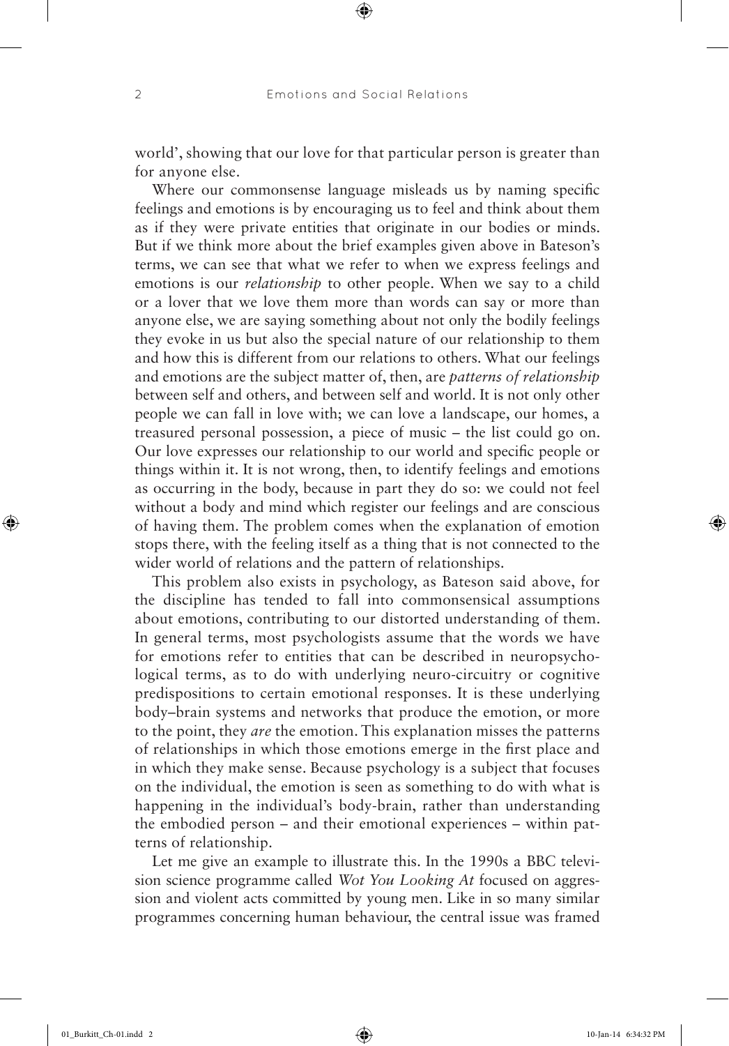world', showing that our love for that particular person is greater than for anyone else.

Where our commonsense language misleads us by naming specific feelings and emotions is by encouraging us to feel and think about them as if they were private entities that originate in our bodies or minds. But if we think more about the brief examples given above in Bateson's terms, we can see that what we refer to when we express feelings and emotions is our *relationship* to other people. When we say to a child or a lover that we love them more than words can say or more than anyone else, we are saying something about not only the bodily feelings they evoke in us but also the special nature of our relationship to them and how this is different from our relations to others. What our feelings and emotions are the subject matter of, then, are *patterns of relationship* between self and others, and between self and world. It is not only other people we can fall in love with; we can love a landscape, our homes, a treasured personal possession, a piece of music – the list could go on. Our love expresses our relationship to our world and specific people or things within it. It is not wrong, then, to identify feelings and emotions as occurring in the body, because in part they do so: we could not feel without a body and mind which register our feelings and are conscious of having them. The problem comes when the explanation of emotion stops there, with the feeling itself as a thing that is not connected to the wider world of relations and the pattern of relationships.

This problem also exists in psychology, as Bateson said above, for the discipline has tended to fall into commonsensical assumptions about emotions, contributing to our distorted understanding of them. In general terms, most psychologists assume that the words we have for emotions refer to entities that can be described in neuropsychological terms, as to do with underlying neuro-circuitry or cognitive predispositions to certain emotional responses. It is these underlying body–brain systems and networks that produce the emotion, or more to the point, they *are* the emotion. This explanation misses the patterns of relationships in which those emotions emerge in the first place and in which they make sense. Because psychology is a subject that focuses on the individual, the emotion is seen as something to do with what is happening in the individual's body-brain, rather than understanding the embodied person – and their emotional experiences – within patterns of relationship.

Let me give an example to illustrate this. In the 1990s a BBC television science programme called *Wot You Looking At* focused on aggression and violent acts committed by young men. Like in so many similar programmes concerning human behaviour, the central issue was framed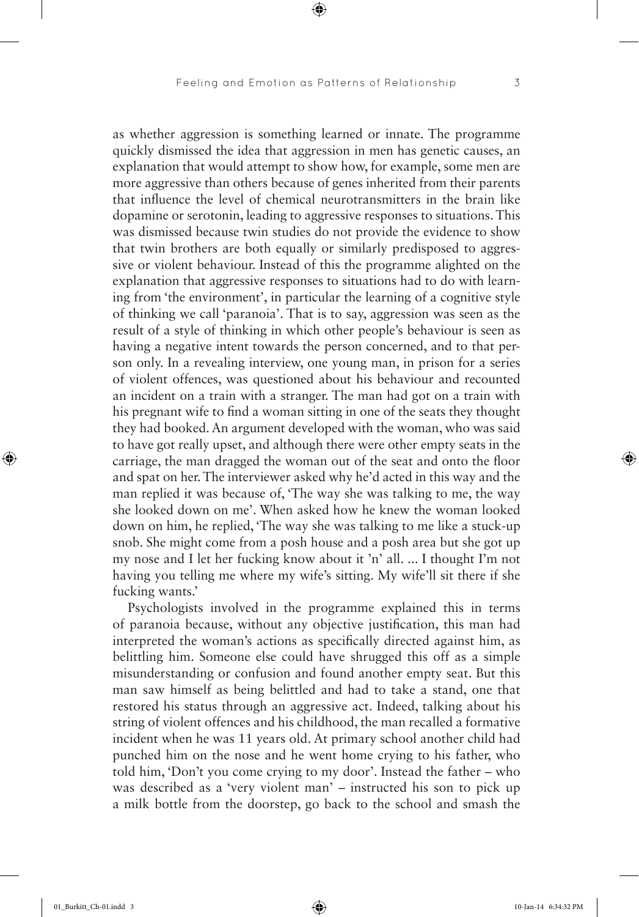as whether aggression is something learned or innate. The programme quickly dismissed the idea that aggression in men has genetic causes, an explanation that would attempt to show how, for example, some men are more aggressive than others because of genes inherited from their parents that influence the level of chemical neurotransmitters in the brain like dopamine or serotonin, leading to aggressive responses to situations. This was dismissed because twin studies do not provide the evidence to show that twin brothers are both equally or similarly predisposed to aggressive or violent behaviour. Instead of this the programme alighted on the explanation that aggressive responses to situations had to do with learning from 'the environment', in particular the learning of a cognitive style of thinking we call 'paranoia'. That is to say, aggression was seen as the result of a style of thinking in which other people's behaviour is seen as having a negative intent towards the person concerned, and to that person only. In a revealing interview, one young man, in prison for a series of violent offences, was questioned about his behaviour and recounted an incident on a train with a stranger. The man had got on a train with his pregnant wife to find a woman sitting in one of the seats they thought they had booked. An argument developed with the woman, who was said to have got really upset, and although there were other empty seats in the carriage, the man dragged the woman out of the seat and onto the floor and spat on her. The interviewer asked why he'd acted in this way and the man replied it was because of, 'The way she was talking to me, the way she looked down on me'. When asked how he knew the woman looked down on him, he replied, 'The way she was talking to me like a stuck-up snob. She might come from a posh house and a posh area but she got up my nose and I let her fucking know about it 'n' all. ... I thought I'm not having you telling me where my wife's sitting. My wife'll sit there if she fucking wants.'

Psychologists involved in the programme explained this in terms of paranoia because, without any objective justification, this man had interpreted the woman's actions as specifically directed against him, as belittling him. Someone else could have shrugged this off as a simple misunderstanding or confusion and found another empty seat. But this man saw himself as being belittled and had to take a stand, one that restored his status through an aggressive act. Indeed, talking about his string of violent offences and his childhood, the man recalled a formative incident when he was 11 years old. At primary school another child had punched him on the nose and he went home crying to his father, who told him, 'Don't you come crying to my door'. Instead the father – who was described as a 'very violent man' – instructed his son to pick up a milk bottle from the doorstep, go back to the school and smash the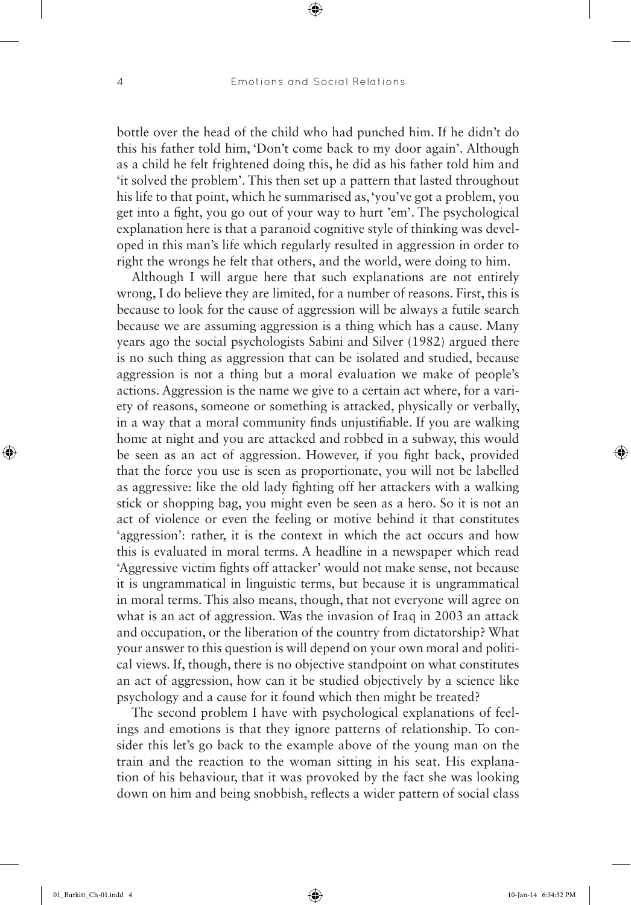bottle over the head of the child who had punched him. If he didn't do this his father told him, 'Don't come back to my door again'. Although as a child he felt frightened doing this, he did as his father told him and 'it solved the problem'. This then set up a pattern that lasted throughout his life to that point, which he summarised as, 'you've got a problem, you get into a fight, you go out of your way to hurt 'em'. The psychological explanation here is that a paranoid cognitive style of thinking was developed in this man's life which regularly resulted in aggression in order to right the wrongs he felt that others, and the world, were doing to him.

Although I will argue here that such explanations are not entirely wrong, I do believe they are limited, for a number of reasons. First, this is because to look for the cause of aggression will be always a futile search because we are assuming aggression is a thing which has a cause. Many years ago the social psychologists Sabini and Silver (1982) argued there is no such thing as aggression that can be isolated and studied, because aggression is not a thing but a moral evaluation we make of people's actions. Aggression is the name we give to a certain act where, for a variety of reasons, someone or something is attacked, physically or verbally, in a way that a moral community finds unjustifiable. If you are walking home at night and you are attacked and robbed in a subway, this would be seen as an act of aggression. However, if you fight back, provided that the force you use is seen as proportionate, you will not be labelled as aggressive: like the old lady fighting off her attackers with a walking stick or shopping bag, you might even be seen as a hero. So it is not an act of violence or even the feeling or motive behind it that constitutes 'aggression': rather, it is the context in which the act occurs and how this is evaluated in moral terms. A headline in a newspaper which read 'Aggressive victim fights off attacker' would not make sense, not because it is ungrammatical in linguistic terms, but because it is ungrammatical in moral terms. This also means, though, that not everyone will agree on what is an act of aggression. Was the invasion of Iraq in 2003 an attack and occupation, or the liberation of the country from dictatorship? What your answer to this question is will depend on your own moral and political views. If, though, there is no objective standpoint on what constitutes an act of aggression, how can it be studied objectively by a science like psychology and a cause for it found which then might be treated?

The second problem I have with psychological explanations of feelings and emotions is that they ignore patterns of relationship. To consider this let's go back to the example above of the young man on the train and the reaction to the woman sitting in his seat. His explanation of his behaviour, that it was provoked by the fact she was looking down on him and being snobbish, reflects a wider pattern of social class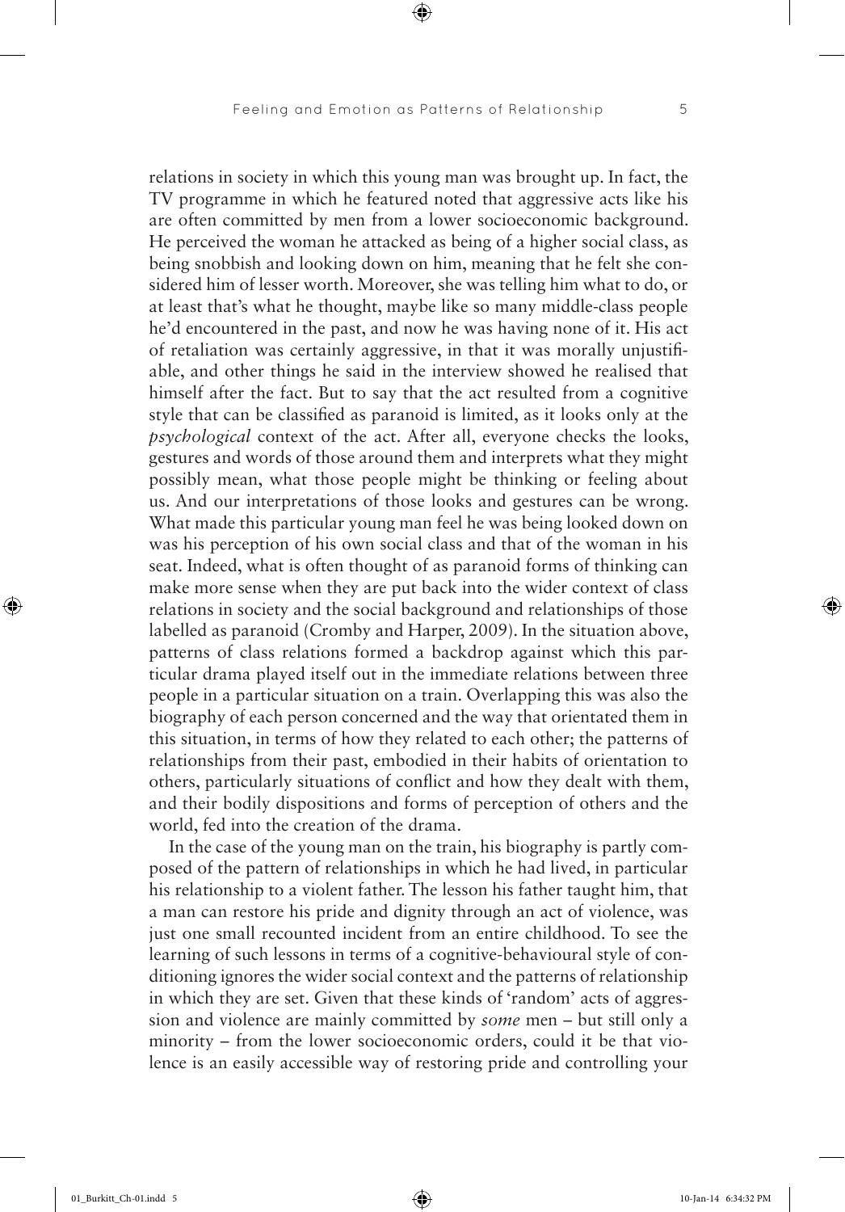relations in society in which this young man was brought up. In fact, the TV programme in which he featured noted that aggressive acts like his are often committed by men from a lower socioeconomic background. He perceived the woman he attacked as being of a higher social class, as being snobbish and looking down on him, meaning that he felt she considered him of lesser worth. Moreover, she was telling him what to do, or at least that's what he thought, maybe like so many middle-class people he'd encountered in the past, and now he was having none of it. His act of retaliation was certainly aggressive, in that it was morally unjustifiable, and other things he said in the interview showed he realised that himself after the fact. But to say that the act resulted from a cognitive style that can be classified as paranoid is limited, as it looks only at the *psychological* context of the act. After all, everyone checks the looks, gestures and words of those around them and interprets what they might possibly mean, what those people might be thinking or feeling about us. And our interpretations of those looks and gestures can be wrong. What made this particular young man feel he was being looked down on was his perception of his own social class and that of the woman in his seat. Indeed, what is often thought of as paranoid forms of thinking can make more sense when they are put back into the wider context of class relations in society and the social background and relationships of those labelled as paranoid (Cromby and Harper, 2009). In the situation above, patterns of class relations formed a backdrop against which this particular drama played itself out in the immediate relations between three people in a particular situation on a train. Overlapping this was also the biography of each person concerned and the way that orientated them in this situation, in terms of how they related to each other; the patterns of relationships from their past, embodied in their habits of orientation to others, particularly situations of conflict and how they dealt with them, and their bodily dispositions and forms of perception of others and the world, fed into the creation of the drama.

In the case of the young man on the train, his biography is partly composed of the pattern of relationships in which he had lived, in particular his relationship to a violent father. The lesson his father taught him, that a man can restore his pride and dignity through an act of violence, was just one small recounted incident from an entire childhood. To see the learning of such lessons in terms of a cognitive-behavioural style of conditioning ignores the wider social context and the patterns of relationship in which they are set. Given that these kinds of 'random' acts of aggression and violence are mainly committed by *some* men – but still only a minority – from the lower socioeconomic orders, could it be that violence is an easily accessible way of restoring pride and controlling your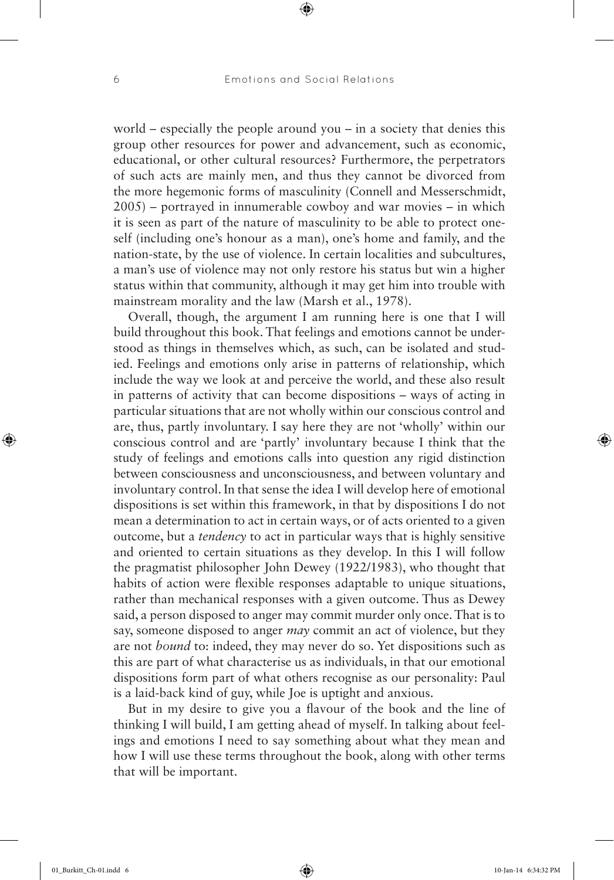world – especially the people around you – in a society that denies this group other resources for power and advancement, such as economic, educational, or other cultural resources? Furthermore, the perpetrators of such acts are mainly men, and thus they cannot be divorced from the more hegemonic forms of masculinity (Connell and Messerschmidt, 2005) – portrayed in innumerable cowboy and war movies – in which it is seen as part of the nature of masculinity to be able to protect oneself (including one's honour as a man), one's home and family, and the nation-state, by the use of violence. In certain localities and subcultures, a man's use of violence may not only restore his status but win a higher status within that community, although it may get him into trouble with mainstream morality and the law (Marsh et al., 1978).

Overall, though, the argument I am running here is one that I will build throughout this book. That feelings and emotions cannot be understood as things in themselves which, as such, can be isolated and studied. Feelings and emotions only arise in patterns of relationship, which include the way we look at and perceive the world, and these also result in patterns of activity that can become dispositions – ways of acting in particular situations that are not wholly within our conscious control and are, thus, partly involuntary. I say here they are not 'wholly' within our conscious control and are 'partly' involuntary because I think that the study of feelings and emotions calls into question any rigid distinction between consciousness and unconsciousness, and between voluntary and involuntary control. In that sense the idea I will develop here of emotional dispositions is set within this framework, in that by dispositions I do not mean a determination to act in certain ways, or of acts oriented to a given outcome, but a *tendency* to act in particular ways that is highly sensitive and oriented to certain situations as they develop. In this I will follow the pragmatist philosopher John Dewey (1922/1983), who thought that habits of action were flexible responses adaptable to unique situations, rather than mechanical responses with a given outcome. Thus as Dewey said, a person disposed to anger may commit murder only once. That is to say, someone disposed to anger *may* commit an act of violence, but they are not *bound* to: indeed, they may never do so. Yet dispositions such as this are part of what characterise us as individuals, in that our emotional dispositions form part of what others recognise as our personality: Paul is a laid-back kind of guy, while Joe is uptight and anxious.

But in my desire to give you a flavour of the book and the line of thinking I will build, I am getting ahead of myself. In talking about feelings and emotions I need to say something about what they mean and how I will use these terms throughout the book, along with other terms that will be important.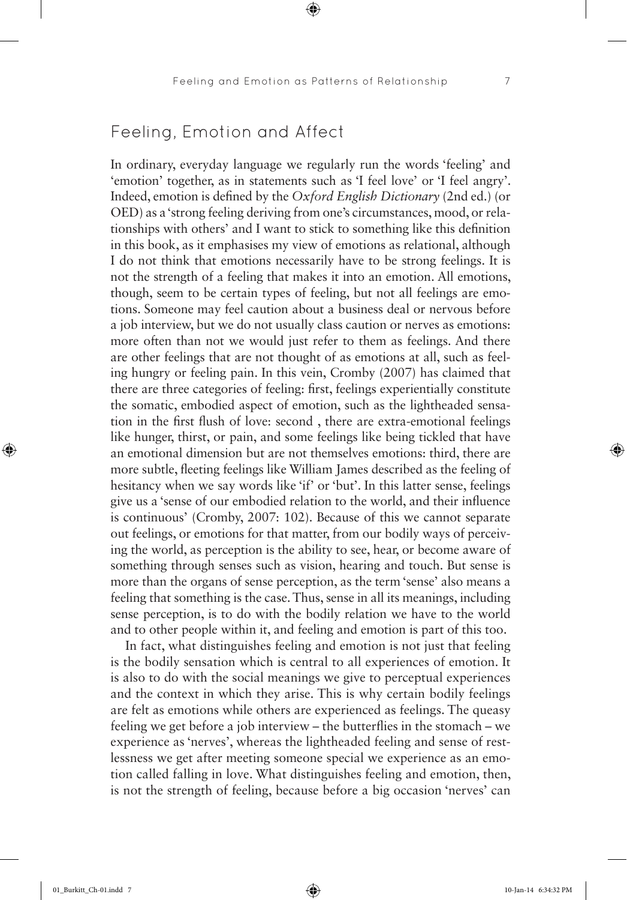## Feeling, Emotion and Affect

In ordinary, everyday language we regularly run the words 'feeling' and 'emotion' together, as in statements such as 'I feel love' or 'I feel angry'. Indeed, emotion is defined by the *Oxford English Dictionary* (2nd ed.) (or OED) as a 'strong feeling deriving from one's circumstances, mood, or relationships with others' and I want to stick to something like this definition in this book, as it emphasises my view of emotions as relational, although I do not think that emotions necessarily have to be strong feelings. It is not the strength of a feeling that makes it into an emotion. All emotions, though, seem to be certain types of feeling, but not all feelings are emotions. Someone may feel caution about a business deal or nervous before a job interview, but we do not usually class caution or nerves as emotions: more often than not we would just refer to them as feelings. And there are other feelings that are not thought of as emotions at all, such as feeling hungry or feeling pain. In this vein, Cromby (2007) has claimed that there are three categories of feeling: first, feelings experientially constitute the somatic, embodied aspect of emotion, such as the lightheaded sensation in the first flush of love: second , there are extra-emotional feelings like hunger, thirst, or pain, and some feelings like being tickled that have an emotional dimension but are not themselves emotions: third, there are more subtle, fleeting feelings like William James described as the feeling of hesitancy when we say words like 'if' or 'but'. In this latter sense, feelings give us a 'sense of our embodied relation to the world, and their influence is continuous' (Cromby, 2007: 102). Because of this we cannot separate out feelings, or emotions for that matter, from our bodily ways of perceiving the world, as perception is the ability to see, hear, or become aware of something through senses such as vision, hearing and touch. But sense is more than the organs of sense perception, as the term 'sense' also means a feeling that something is the case. Thus, sense in all its meanings, including sense perception, is to do with the bodily relation we have to the world and to other people within it, and feeling and emotion is part of this too.

In fact, what distinguishes feeling and emotion is not just that feeling is the bodily sensation which is central to all experiences of emotion. It is also to do with the social meanings we give to perceptual experiences and the context in which they arise. This is why certain bodily feelings are felt as emotions while others are experienced as feelings. The queasy feeling we get before a job interview – the butterflies in the stomach – we experience as 'nerves', whereas the lightheaded feeling and sense of restlessness we get after meeting someone special we experience as an emotion called falling in love. What distinguishes feeling and emotion, then, is not the strength of feeling, because before a big occasion 'nerves' can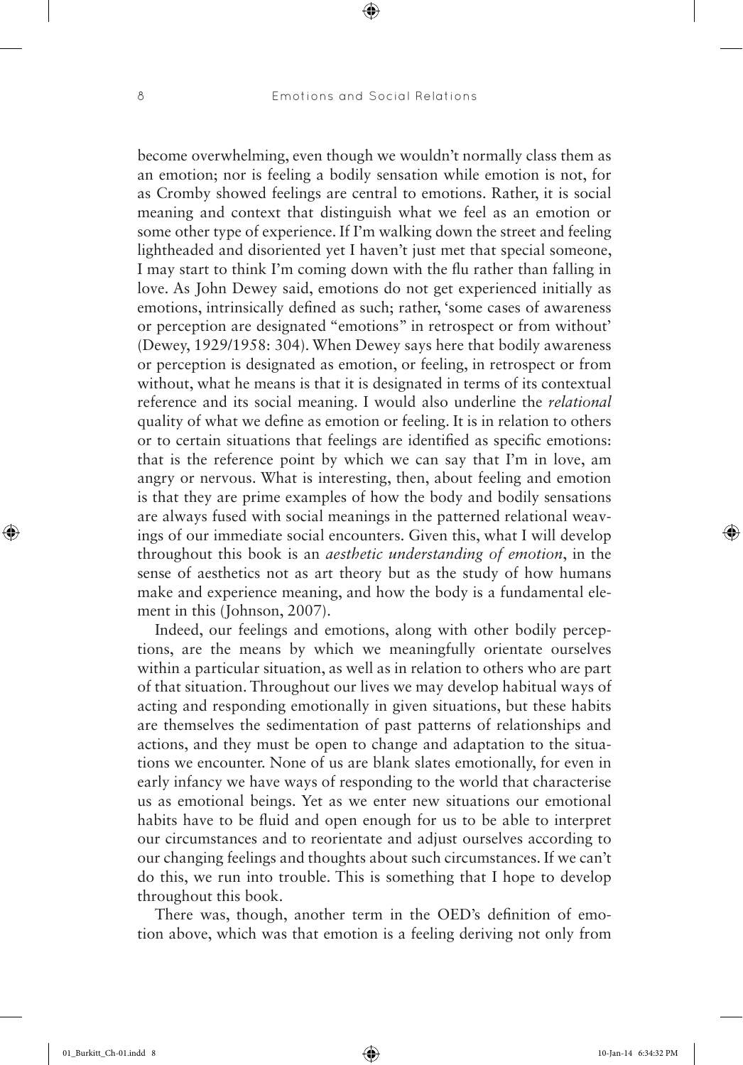become overwhelming, even though we wouldn't normally class them as an emotion; nor is feeling a bodily sensation while emotion is not, for as Cromby showed feelings are central to emotions. Rather, it is social meaning and context that distinguish what we feel as an emotion or some other type of experience. If I'm walking down the street and feeling lightheaded and disoriented yet I haven't just met that special someone, I may start to think I'm coming down with the flu rather than falling in love. As John Dewey said, emotions do not get experienced initially as emotions, intrinsically defined as such; rather, 'some cases of awareness or perception are designated "emotions" in retrospect or from without' (Dewey, 1929/1958: 304). When Dewey says here that bodily awareness or perception is designated as emotion, or feeling, in retrospect or from without, what he means is that it is designated in terms of its contextual reference and its social meaning. I would also underline the *relational* quality of what we define as emotion or feeling. It is in relation to others or to certain situations that feelings are identified as specific emotions: that is the reference point by which we can say that I'm in love, am angry or nervous. What is interesting, then, about feeling and emotion is that they are prime examples of how the body and bodily sensations are always fused with social meanings in the patterned relational weavings of our immediate social encounters. Given this, what I will develop throughout this book is an *aesthetic understanding of emotion*, in the sense of aesthetics not as art theory but as the study of how humans make and experience meaning, and how the body is a fundamental element in this (Johnson, 2007).

Indeed, our feelings and emotions, along with other bodily perceptions, are the means by which we meaningfully orientate ourselves within a particular situation, as well as in relation to others who are part of that situation. Throughout our lives we may develop habitual ways of acting and responding emotionally in given situations, but these habits are themselves the sedimentation of past patterns of relationships and actions, and they must be open to change and adaptation to the situations we encounter. None of us are blank slates emotionally, for even in early infancy we have ways of responding to the world that characterise us as emotional beings. Yet as we enter new situations our emotional habits have to be fluid and open enough for us to be able to interpret our circumstances and to reorientate and adjust ourselves according to our changing feelings and thoughts about such circumstances. If we can't do this, we run into trouble. This is something that I hope to develop throughout this book.

There was, though, another term in the OED's definition of emotion above, which was that emotion is a feeling deriving not only from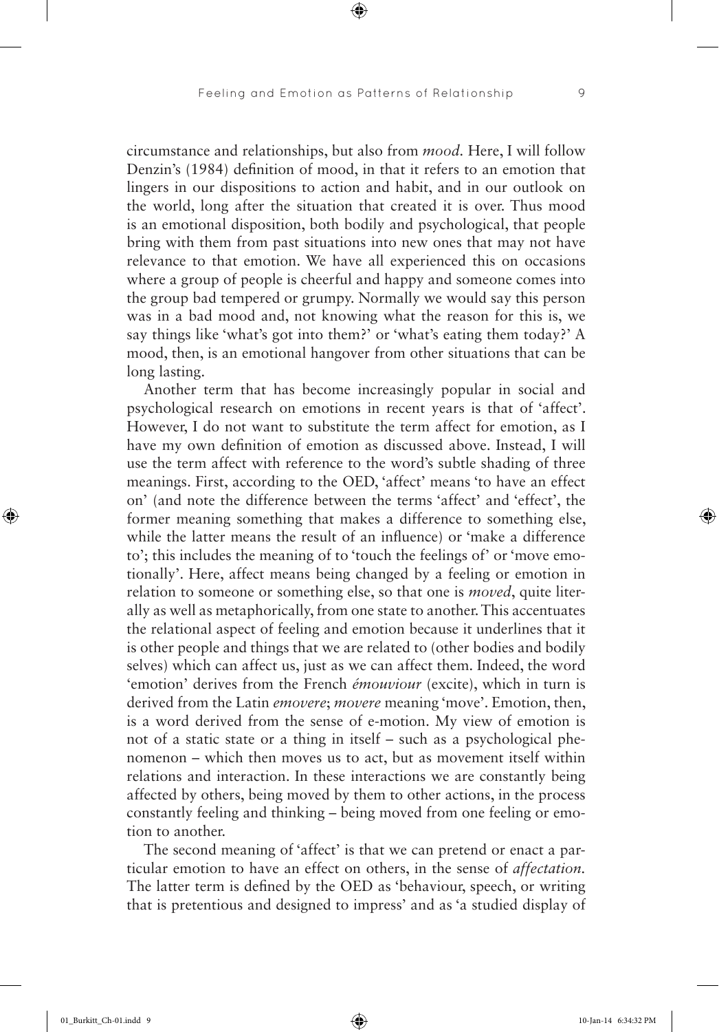circumstance and relationships, but also from *mood*. Here, I will follow Denzin's (1984) definition of mood, in that it refers to an emotion that lingers in our dispositions to action and habit, and in our outlook on the world, long after the situation that created it is over. Thus mood is an emotional disposition, both bodily and psychological, that people bring with them from past situations into new ones that may not have relevance to that emotion. We have all experienced this on occasions where a group of people is cheerful and happy and someone comes into the group bad tempered or grumpy. Normally we would say this person was in a bad mood and, not knowing what the reason for this is, we say things like 'what's got into them?' or 'what's eating them today?' A mood, then, is an emotional hangover from other situations that can be long lasting.

Another term that has become increasingly popular in social and psychological research on emotions in recent years is that of 'affect'. However, I do not want to substitute the term affect for emotion, as I have my own definition of emotion as discussed above. Instead, I will use the term affect with reference to the word's subtle shading of three meanings. First, according to the OED, 'affect' means 'to have an effect on' (and note the difference between the terms 'affect' and 'effect', the former meaning something that makes a difference to something else, while the latter means the result of an influence) or 'make a difference to'; this includes the meaning of to 'touch the feelings of' or 'move emotionally'. Here, affect means being changed by a feeling or emotion in relation to someone or something else, so that one is *moved*, quite literally as well as metaphorically, from one state to another. This accentuates the relational aspect of feeling and emotion because it underlines that it is other people and things that we are related to (other bodies and bodily selves) which can affect us, just as we can affect them. Indeed, the word 'emotion' derives from the French *émouviour* (excite), which in turn is derived from the Latin *emovere*; *movere* meaning 'move'. Emotion, then, is a word derived from the sense of e-motion. My view of emotion is not of a static state or a thing in itself – such as a psychological phenomenon – which then moves us to act, but as movement itself within relations and interaction. In these interactions we are constantly being affected by others, being moved by them to other actions, in the process constantly feeling and thinking – being moved from one feeling or emotion to another.

The second meaning of 'affect' is that we can pretend or enact a particular emotion to have an effect on others, in the sense of *affectation*. The latter term is defined by the OED as 'behaviour, speech, or writing that is pretentious and designed to impress' and as 'a studied display of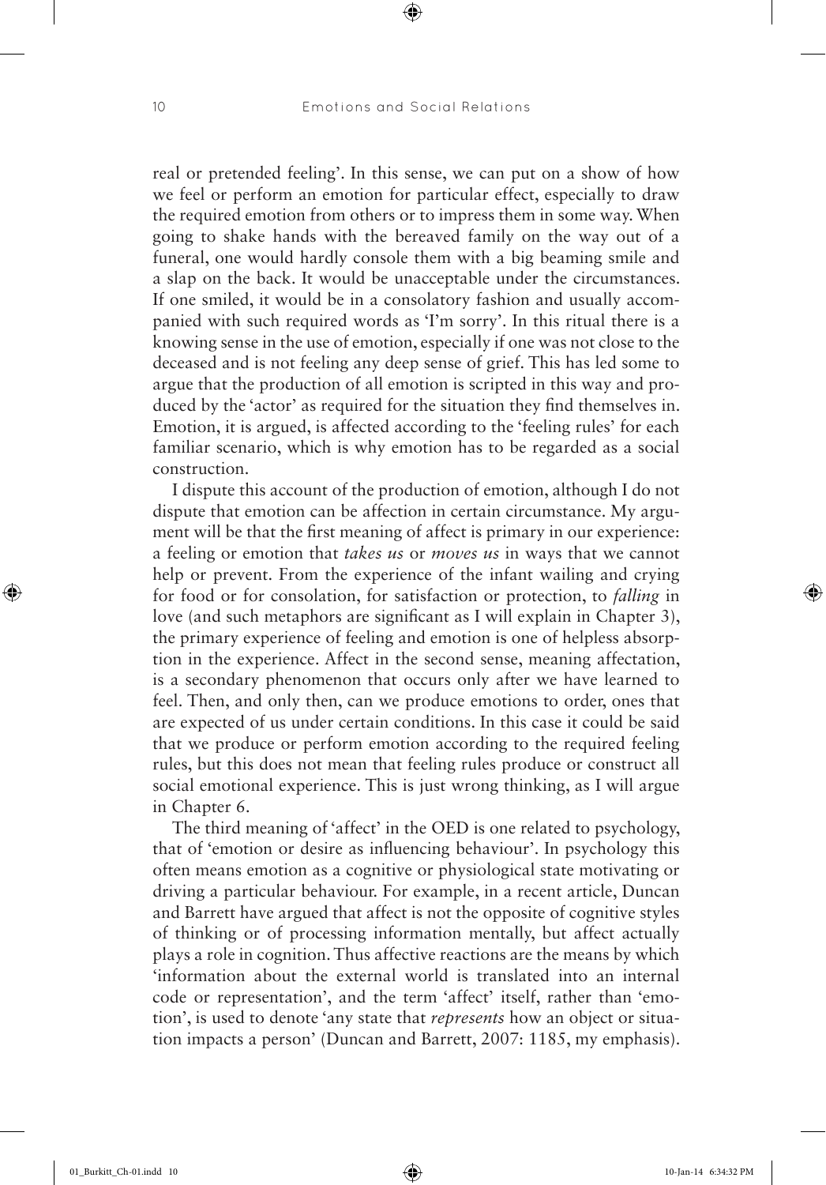real or pretended feeling'. In this sense, we can put on a show of how we feel or perform an emotion for particular effect, especially to draw the required emotion from others or to impress them in some way. When going to shake hands with the bereaved family on the way out of a funeral, one would hardly console them with a big beaming smile and a slap on the back. It would be unacceptable under the circumstances. If one smiled, it would be in a consolatory fashion and usually accompanied with such required words as 'I'm sorry'. In this ritual there is a knowing sense in the use of emotion, especially if one was not close to the deceased and is not feeling any deep sense of grief. This has led some to argue that the production of all emotion is scripted in this way and produced by the 'actor' as required for the situation they find themselves in. Emotion, it is argued, is affected according to the 'feeling rules' for each familiar scenario, which is why emotion has to be regarded as a social construction.

I dispute this account of the production of emotion, although I do not dispute that emotion can be affection in certain circumstance. My argument will be that the first meaning of affect is primary in our experience: a feeling or emotion that *takes us* or *moves us* in ways that we cannot help or prevent. From the experience of the infant wailing and crying for food or for consolation, for satisfaction or protection, to *falling* in love (and such metaphors are significant as I will explain in Chapter 3), the primary experience of feeling and emotion is one of helpless absorption in the experience. Affect in the second sense, meaning affectation, is a secondary phenomenon that occurs only after we have learned to feel. Then, and only then, can we produce emotions to order, ones that are expected of us under certain conditions. In this case it could be said that we produce or perform emotion according to the required feeling rules, but this does not mean that feeling rules produce or construct all social emotional experience. This is just wrong thinking, as I will argue in Chapter 6.

The third meaning of 'affect' in the OED is one related to psychology, that of 'emotion or desire as influencing behaviour'. In psychology this often means emotion as a cognitive or physiological state motivating or driving a particular behaviour. For example, in a recent article, Duncan and Barrett have argued that affect is not the opposite of cognitive styles of thinking or of processing information mentally, but affect actually plays a role in cognition. Thus affective reactions are the means by which 'information about the external world is translated into an internal code or representation', and the term 'affect' itself, rather than 'emotion', is used to denote 'any state that *represents* how an object or situation impacts a person' (Duncan and Barrett, 2007: 1185, my emphasis).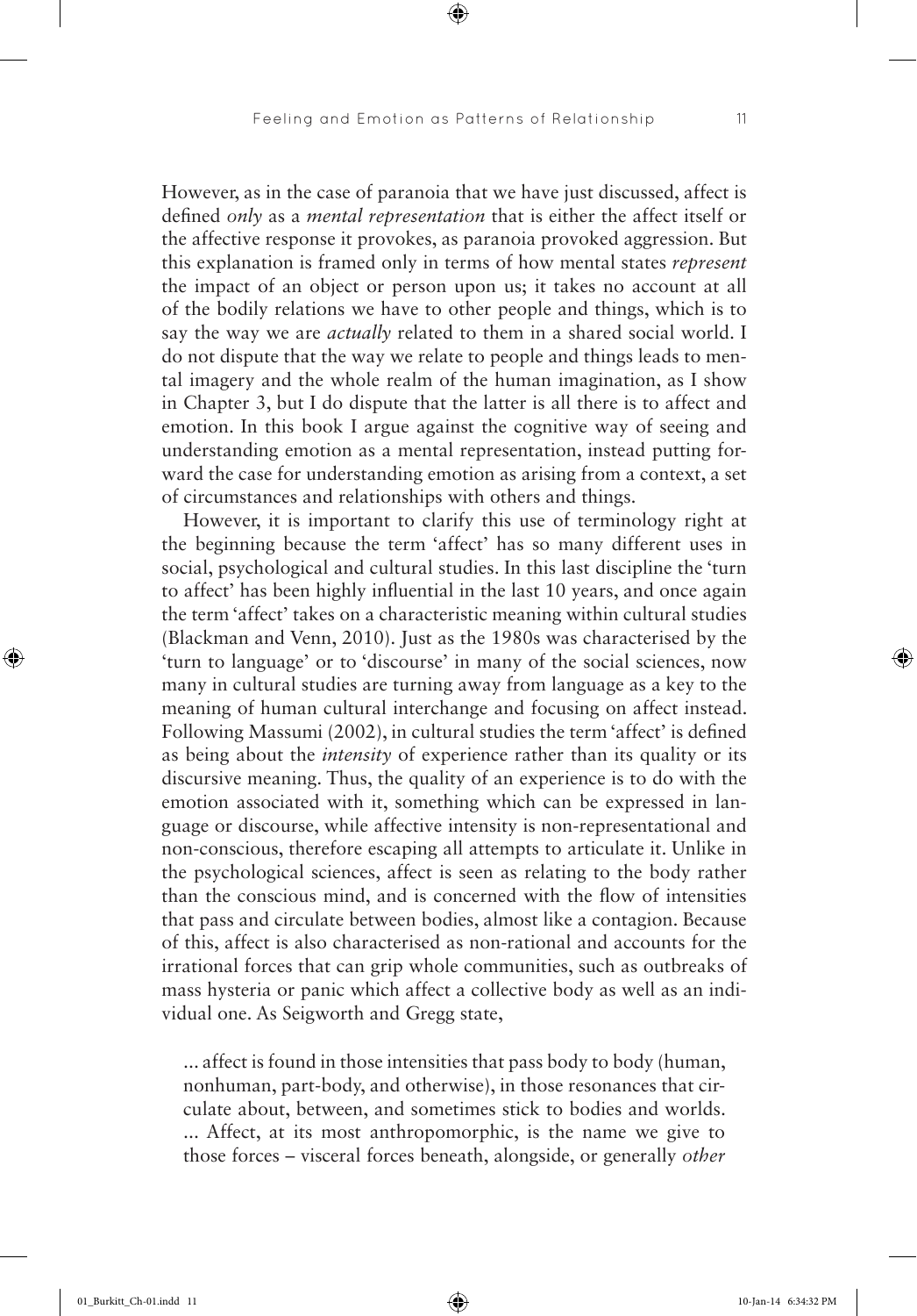However, as in the case of paranoia that we have just discussed, affect is defined *only* as a *mental representation* that is either the affect itself or the affective response it provokes, as paranoia provoked aggression. But this explanation is framed only in terms of how mental states *represent* the impact of an object or person upon us; it takes no account at all of the bodily relations we have to other people and things, which is to say the way we are *actually* related to them in a shared social world. I do not dispute that the way we relate to people and things leads to mental imagery and the whole realm of the human imagination, as I show in Chapter 3, but I do dispute that the latter is all there is to affect and emotion. In this book I argue against the cognitive way of seeing and understanding emotion as a mental representation, instead putting forward the case for understanding emotion as arising from a context, a set of circumstances and relationships with others and things.

However, it is important to clarify this use of terminology right at the beginning because the term 'affect' has so many different uses in social, psychological and cultural studies. In this last discipline the 'turn to affect' has been highly influential in the last 10 years, and once again the term 'affect' takes on a characteristic meaning within cultural studies (Blackman and Venn, 2010). Just as the 1980s was characterised by the 'turn to language' or to 'discourse' in many of the social sciences, now many in cultural studies are turning away from language as a key to the meaning of human cultural interchange and focusing on affect instead. Following Massumi (2002), in cultural studies the term 'affect' is defined as being about the *intensity* of experience rather than its quality or its discursive meaning. Thus, the quality of an experience is to do with the emotion associated with it, something which can be expressed in language or discourse, while affective intensity is non-representational and non-conscious, therefore escaping all attempts to articulate it. Unlike in the psychological sciences, affect is seen as relating to the body rather than the conscious mind, and is concerned with the flow of intensities that pass and circulate between bodies, almost like a contagion. Because of this, affect is also characterised as non-rational and accounts for the irrational forces that can grip whole communities, such as outbreaks of mass hysteria or panic which affect a collective body as well as an individual one. As Seigworth and Gregg state,

> ... affect is found in those intensities that pass body to body (human, nonhuman, part-body, and otherwise), in those resonances that circulate about, between, and sometimes stick to bodies and worlds. ... Affect, at its most anthropomorphic, is the name we give to those forces – visceral forces beneath, alongside, or generally *other*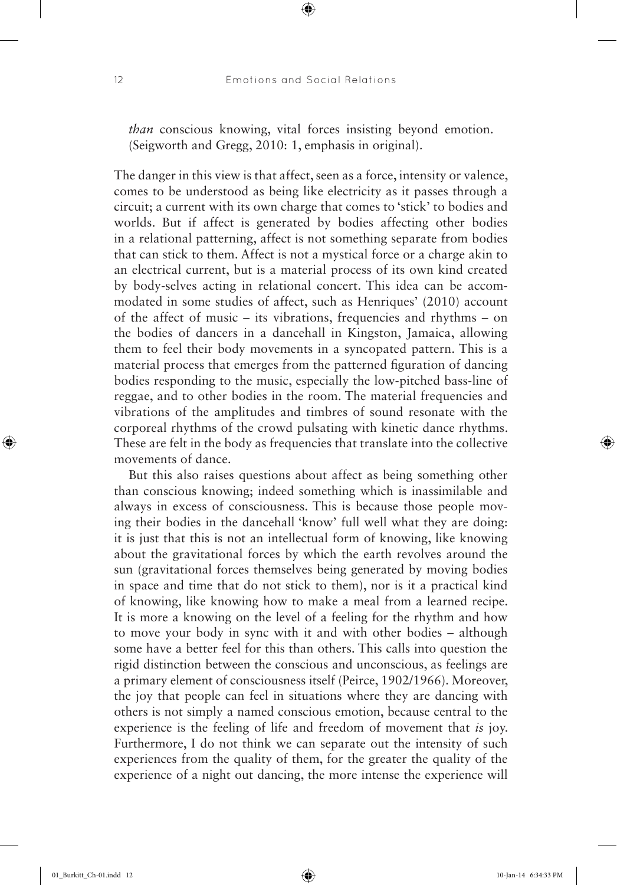*than* conscious knowing, vital forces insisting beyond emotion. (Seigworth and Gregg, 2010: 1, emphasis in original).

The danger in this view is that affect, seen as a force, intensity or valence, comes to be understood as being like electricity as it passes through a circuit; a current with its own charge that comes to 'stick' to bodies and worlds. But if affect is generated by bodies affecting other bodies in a relational patterning, affect is not something separate from bodies that can stick to them. Affect is not a mystical force or a charge akin to an electrical current, but is a material process of its own kind created by body-selves acting in relational concert. This idea can be accommodated in some studies of affect, such as Henriques' (2010) account of the affect of music – its vibrations, frequencies and rhythms – on the bodies of dancers in a dancehall in Kingston, Jamaica, allowing them to feel their body movements in a syncopated pattern. This is a material process that emerges from the patterned figuration of dancing bodies responding to the music, especially the low-pitched bass-line of reggae, and to other bodies in the room. The material frequencies and vibrations of the amplitudes and timbres of sound resonate with the corporeal rhythms of the crowd pulsating with kinetic dance rhythms. These are felt in the body as frequencies that translate into the collective movements of dance.

But this also raises questions about affect as being something other than conscious knowing; indeed something which is inassimilable and always in excess of consciousness. This is because those people moving their bodies in the dancehall 'know' full well what they are doing: it is just that this is not an intellectual form of knowing, like knowing about the gravitational forces by which the earth revolves around the sun (gravitational forces themselves being generated by moving bodies in space and time that do not stick to them), nor is it a practical kind of knowing, like knowing how to make a meal from a learned recipe. It is more a knowing on the level of a feeling for the rhythm and how to move your body in sync with it and with other bodies – although some have a better feel for this than others. This calls into question the rigid distinction between the conscious and unconscious, as feelings are a primary element of consciousness itself (Peirce, 1902/1966). Moreover, the joy that people can feel in situations where they are dancing with others is not simply a named conscious emotion, because central to the experience is the feeling of life and freedom of movement that *is* joy. Furthermore, I do not think we can separate out the intensity of such experiences from the quality of them, for the greater the quality of the experience of a night out dancing, the more intense the experience will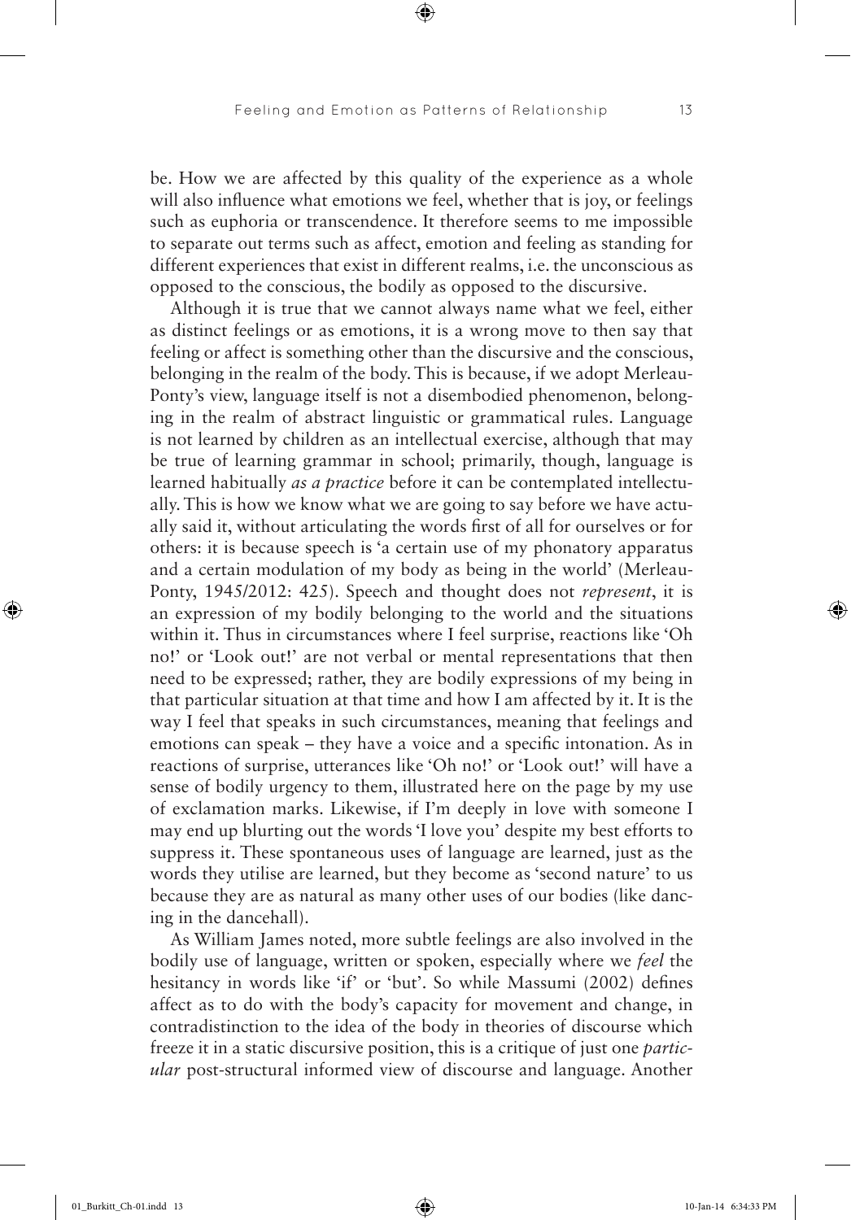be. How we are affected by this quality of the experience as a whole will also influence what emotions we feel, whether that is joy, or feelings such as euphoria or transcendence. It therefore seems to me impossible to separate out terms such as affect, emotion and feeling as standing for different experiences that exist in different realms, i.e. the unconscious as opposed to the conscious, the bodily as opposed to the discursive.

Although it is true that we cannot always name what we feel, either as distinct feelings or as emotions, it is a wrong move to then say that feeling or affect is something other than the discursive and the conscious, belonging in the realm of the body. This is because, if we adopt Merleau-Ponty's view, language itself is not a disembodied phenomenon, belonging in the realm of abstract linguistic or grammatical rules. Language is not learned by children as an intellectual exercise, although that may be true of learning grammar in school; primarily, though, language is learned habitually *as a practice* before it can be contemplated intellectually. This is how we know what we are going to say before we have actually said it, without articulating the words first of all for ourselves or for others: it is because speech is 'a certain use of my phonatory apparatus and a certain modulation of my body as being in the world' (Merleau-Ponty, 1945/2012: 425). Speech and thought does not *represent*, it is an expression of my bodily belonging to the world and the situations within it. Thus in circumstances where I feel surprise, reactions like 'Oh no!' or 'Look out!' are not verbal or mental representations that then need to be expressed; rather, they are bodily expressions of my being in that particular situation at that time and how I am affected by it. It is the way I feel that speaks in such circumstances, meaning that feelings and emotions can speak – they have a voice and a specific intonation. As in reactions of surprise, utterances like 'Oh no!' or 'Look out!' will have a sense of bodily urgency to them, illustrated here on the page by my use of exclamation marks. Likewise, if I'm deeply in love with someone I may end up blurting out the words 'I love you' despite my best efforts to suppress it. These spontaneous uses of language are learned, just as the words they utilise are learned, but they become as 'second nature' to us because they are as natural as many other uses of our bodies (like dancing in the dancehall).

As William James noted, more subtle feelings are also involved in the bodily use of language, written or spoken, especially where we *feel* the hesitancy in words like 'if' or 'but'. So while Massumi (2002) defines affect as to do with the body's capacity for movement and change, in contradistinction to the idea of the body in theories of discourse which freeze it in a static discursive position, this is a critique of just one *particular* post-structural informed view of discourse and language. Another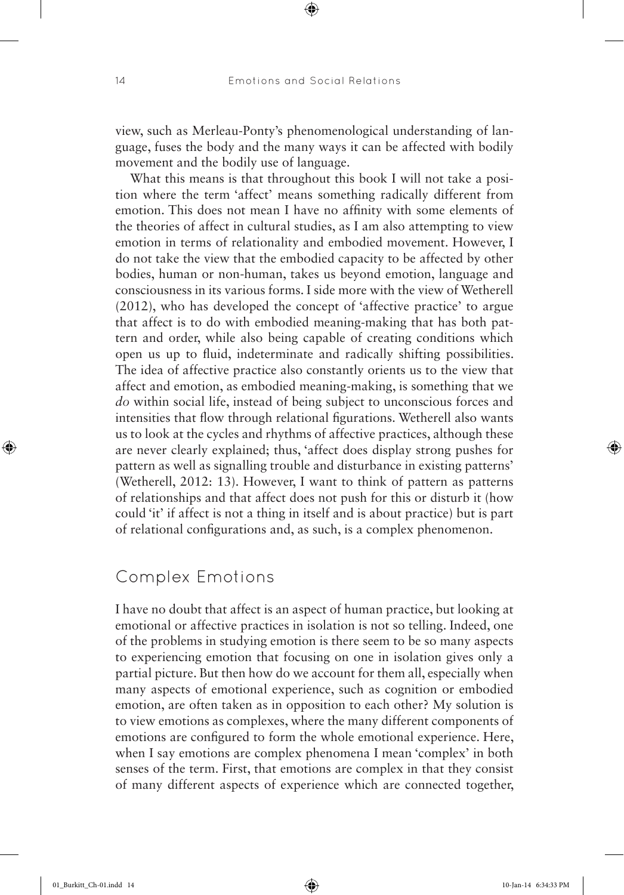view, such as Merleau-Ponty's phenomenological understanding of language, fuses the body and the many ways it can be affected with bodily movement and the bodily use of language.

What this means is that throughout this book I will not take a position where the term 'affect' means something radically different from emotion. This does not mean I have no affinity with some elements of the theories of affect in cultural studies, as I am also attempting to view emotion in terms of relationality and embodied movement. However, I do not take the view that the embodied capacity to be affected by other bodies, human or non-human, takes us beyond emotion, language and consciousness in its various forms. I side more with the view of Wetherell (2012), who has developed the concept of 'affective practice' to argue that affect is to do with embodied meaning-making that has both pattern and order, while also being capable of creating conditions which open us up to fluid, indeterminate and radically shifting possibilities. The idea of affective practice also constantly orients us to the view that affect and emotion, as embodied meaning-making, is something that we *do* within social life, instead of being subject to unconscious forces and intensities that flow through relational figurations. Wetherell also wants us to look at the cycles and rhythms of affective practices, although these are never clearly explained; thus, 'affect does display strong pushes for pattern as well as signalling trouble and disturbance in existing patterns' (Wetherell, 2012: 13). However, I want to think of pattern as patterns of relationships and that affect does not push for this or disturb it (how could 'it' if affect is not a thing in itself and is about practice) but is part of relational configurations and, as such, is a complex phenomenon.

## Complex Emotions

I have no doubt that affect is an aspect of human practice, but looking at emotional or affective practices in isolation is not so telling. Indeed, one of the problems in studying emotion is there seem to be so many aspects to experiencing emotion that focusing on one in isolation gives only a partial picture. But then how do we account for them all, especially when many aspects of emotional experience, such as cognition or embodied emotion, are often taken as in opposition to each other? My solution is to view emotions as complexes, where the many different components of emotions are configured to form the whole emotional experience. Here, when I say emotions are complex phenomena I mean 'complex' in both senses of the term. First, that emotions are complex in that they consist of many different aspects of experience which are connected together,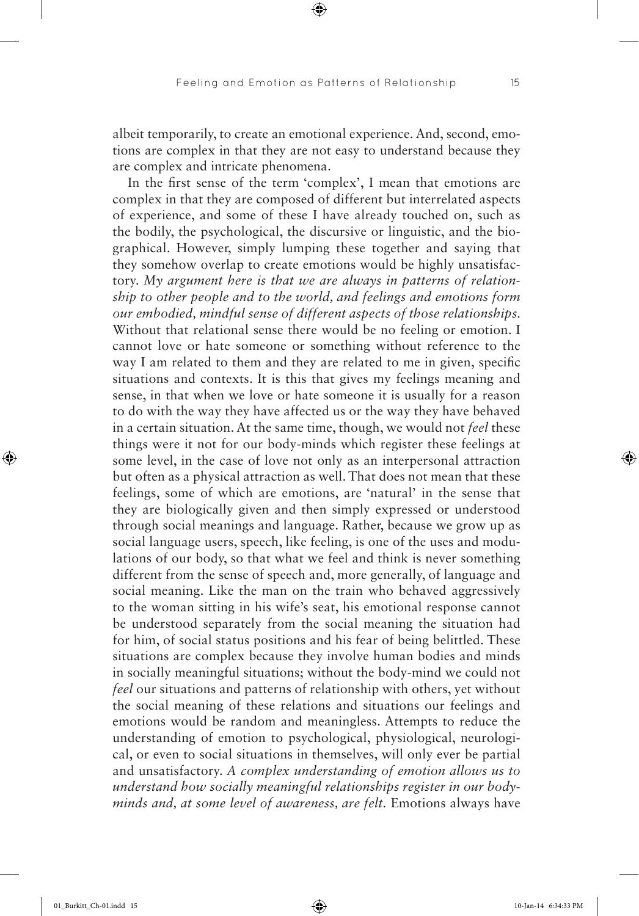albeit temporarily, to create an emotional experience. And, second, emotions are complex in that they are not easy to understand because they are complex and intricate phenomena.

In the first sense of the term 'complex', I mean that emotions are complex in that they are composed of different but interrelated aspects of experience, and some of these I have already touched on, such as the bodily, the psychological, the discursive or linguistic, and the biographical. However, simply lumping these together and saying that they somehow overlap to create emotions would be highly unsatisfactory. *My argument here is that we are always in patterns of relationship to other people and to the world, and feelings and emotions form our embodied, mindful sense of different aspects of those relationships.* Without that relational sense there would be no feeling or emotion. I cannot love or hate someone or something without reference to the way I am related to them and they are related to me in given, specific situations and contexts. It is this that gives my feelings meaning and sense, in that when we love or hate someone it is usually for a reason to do with the way they have affected us or the way they have behaved in a certain situation. At the same time, though, we would not *feel* these things were it not for our body-minds which register these feelings at some level, in the case of love not only as an interpersonal attraction but often as a physical attraction as well. That does not mean that these feelings, some of which are emotions, are 'natural' in the sense that they are biologically given and then simply expressed or understood through social meanings and language. Rather, because we grow up as social language users, speech, like feeling, is one of the uses and modulations of our body, so that what we feel and think is never something different from the sense of speech and, more generally, of language and social meaning. Like the man on the train who behaved aggressively to the woman sitting in his wife's seat, his emotional response cannot be understood separately from the social meaning the situation had for him, of social status positions and his fear of being belittled. These situations are complex because they involve human bodies and minds in socially meaningful situations; without the body-mind we could not *feel* our situations and patterns of relationship with others, yet without the social meaning of these relations and situations our feelings and emotions would be random and meaningless. Attempts to reduce the understanding of emotion to psychological, physiological, neurological, or even to social situations in themselves, will only ever be partial and unsatisfactory. *A complex understanding of emotion allows us to understand how socially meaningful relationships register in our body-minds and, at some level of awareness, are felt.* Emotions always have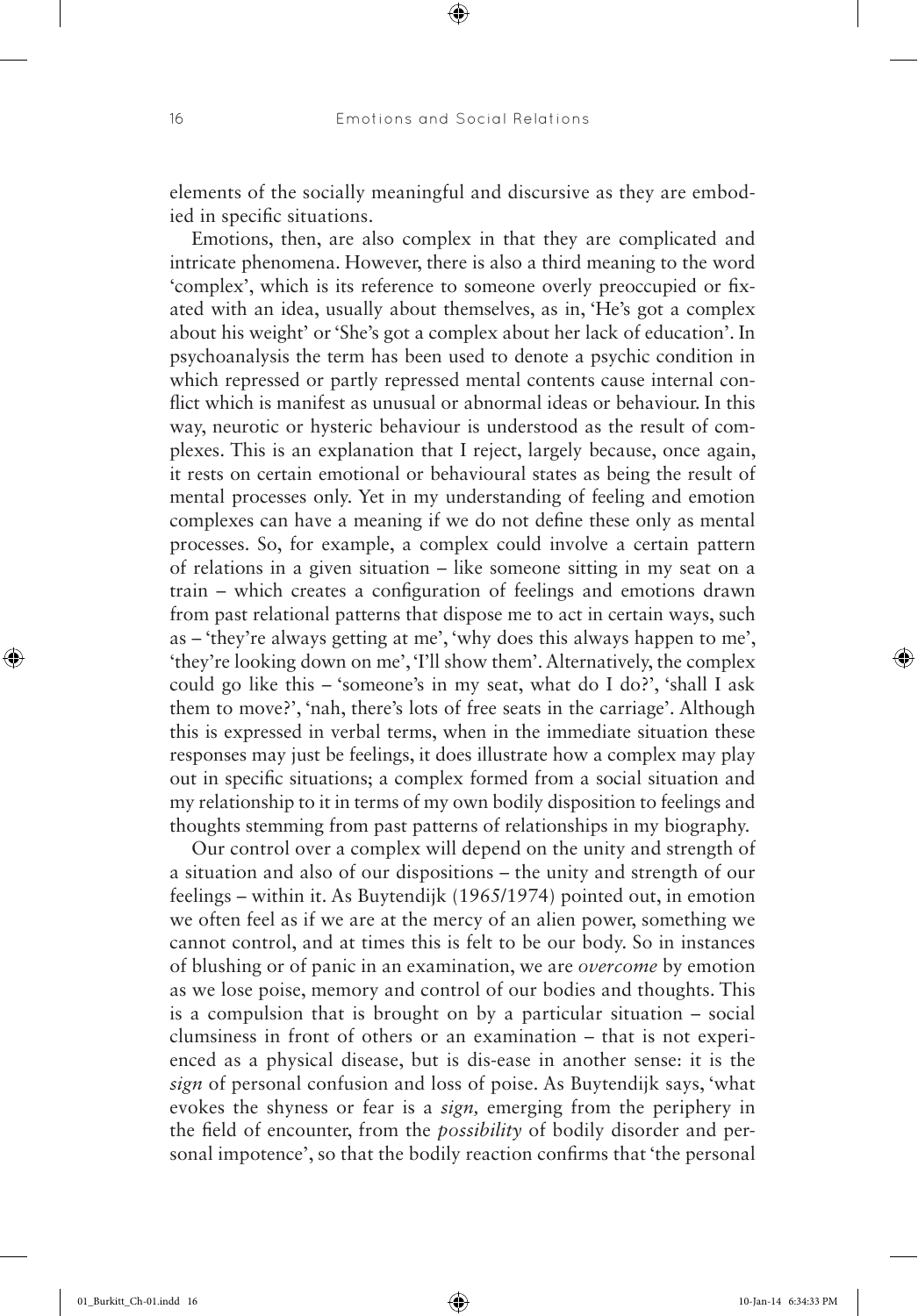elements of the socially meaningful and discursive as they are embodied in specific situations.

Emotions, then, are also complex in that they are complicated and intricate phenomena. However, there is also a third meaning to the word 'complex', which is its reference to someone overly preoccupied or fixated with an idea, usually about themselves, as in, 'He's got a complex about his weight' or 'She's got a complex about her lack of education'. In psychoanalysis the term has been used to denote a psychic condition in which repressed or partly repressed mental contents cause internal conflict which is manifest as unusual or abnormal ideas or behaviour. In this way, neurotic or hysteric behaviour is understood as the result of complexes. This is an explanation that I reject, largely because, once again, it rests on certain emotional or behavioural states as being the result of mental processes only. Yet in my understanding of feeling and emotion complexes can have a meaning if we do not define these only as mental processes. So, for example, a complex could involve a certain pattern of relations in a given situation – like someone sitting in my seat on a train – which creates a configuration of feelings and emotions drawn from past relational patterns that dispose me to act in certain ways, such as – 'they're always getting at me', 'why does this always happen to me', 'they're looking down on me', 'I'll show them'. Alternatively, the complex could go like this – 'someone's in my seat, what do I do?', 'shall I ask them to move?', 'nah, there's lots of free seats in the carriage'. Although this is expressed in verbal terms, when in the immediate situation these responses may just be feelings, it does illustrate how a complex may play out in specific situations; a complex formed from a social situation and my relationship to it in terms of my own bodily disposition to feelings and thoughts stemming from past patterns of relationships in my biography.

Our control over a complex will depend on the unity and strength of a situation and also of our dispositions – the unity and strength of our feelings – within it. As Buytendijk (1965/1974) pointed out, in emotion we often feel as if we are at the mercy of an alien power, something we cannot control, and at times this is felt to be our body. So in instances of blushing or of panic in an examination, we are *overcome* by emotion as we lose poise, memory and control of our bodies and thoughts. This is a compulsion that is brought on by a particular situation – social clumsiness in front of others or an examination – that is not experienced as a physical disease, but is dis-ease in another sense: it is the *sign* of personal confusion and loss of poise. As Buytendijk says, 'what evokes the shyness or fear is a *sign,* emerging from the periphery in the field of encounter, from the *possibility* of bodily disorder and personal impotence', so that the bodily reaction confirms that 'the personal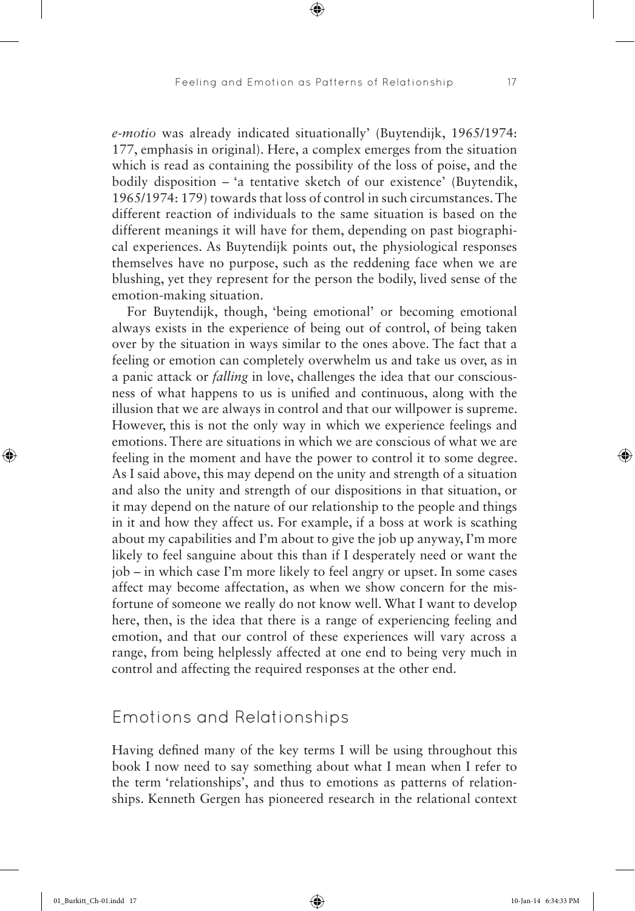*e-motio* was already indicated situationally' (Buytendijk, 1965/1974: 177, emphasis in original). Here, a complex emerges from the situation which is read as containing the possibility of the loss of poise, and the bodily disposition – 'a tentative sketch of our existence' (Buytendik, 1965/1974: 179) towards that loss of control in such circumstances. The different reaction of individuals to the same situation is based on the different meanings it will have for them, depending on past biographical experiences. As Buytendijk points out, the physiological responses themselves have no purpose, such as the reddening face when we are blushing, yet they represent for the person the bodily, lived sense of the emotion-making situation.

For Buytendijk, though, 'being emotional' or becoming emotional always exists in the experience of being out of control, of being taken over by the situation in ways similar to the ones above. The fact that a feeling or emotion can completely overwhelm us and take us over, as in a panic attack or *falling* in love, challenges the idea that our consciousness of what happens to us is unified and continuous, along with the illusion that we are always in control and that our willpower is supreme. However, this is not the only way in which we experience feelings and emotions. There are situations in which we are conscious of what we are feeling in the moment and have the power to control it to some degree. As I said above, this may depend on the unity and strength of a situation and also the unity and strength of our dispositions in that situation, or it may depend on the nature of our relationship to the people and things in it and how they affect us. For example, if a boss at work is scathing about my capabilities and I'm about to give the job up anyway, I'm more likely to feel sanguine about this than if I desperately need or want the job – in which case I'm more likely to feel angry or upset. In some cases affect may become affectation, as when we show concern for the misfortune of someone we really do not know well. What I want to develop here, then, is the idea that there is a range of experiencing feeling and emotion, and that our control of these experiences will vary across a range, from being helplessly affected at one end to being very much in control and affecting the required responses at the other end.

## Emotions and Relationships

Having defined many of the key terms I will be using throughout this book I now need to say something about what I mean when I refer to the term 'relationships', and thus to emotions as patterns of relationships. Kenneth Gergen has pioneered research in the relational context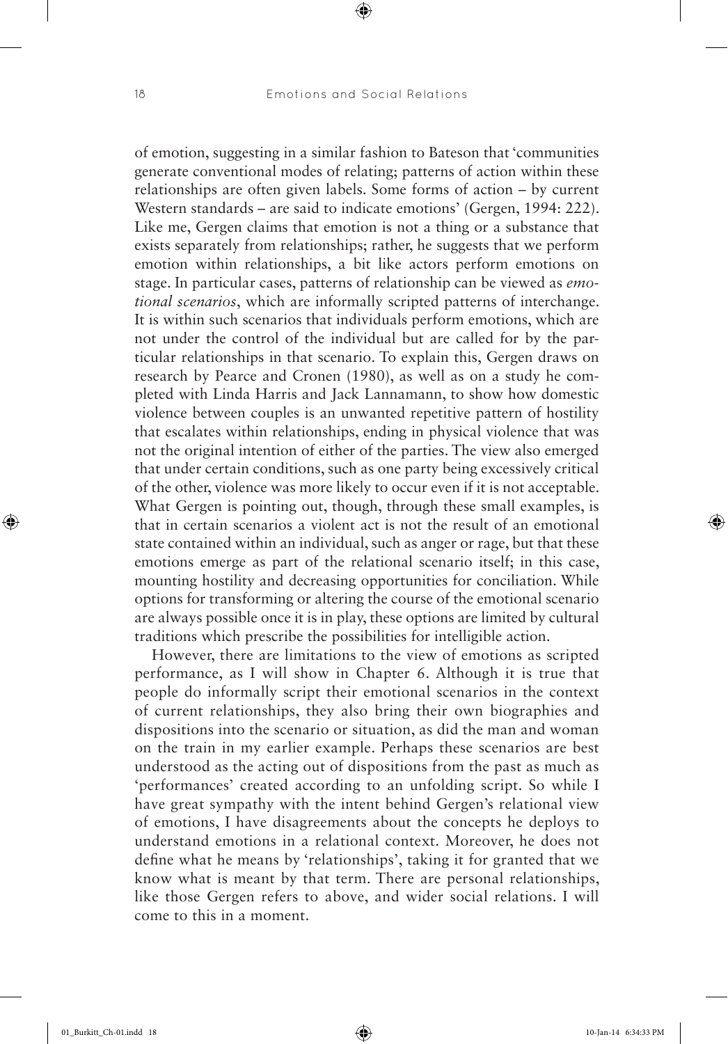of emotion, suggesting in a similar fashion to Bateson that 'communities generate conventional modes of relating; patterns of action within these relationships are often given labels. Some forms of action – by current Western standards – are said to indicate emotions' (Gergen, 1994: 222). Like me, Gergen claims that emotion is not a thing or a substance that exists separately from relationships; rather, he suggests that we perform emotion within relationships, a bit like actors perform emotions on stage. In particular cases, patterns of relationship can be viewed as *emotional scenarios*, which are informally scripted patterns of interchange. It is within such scenarios that individuals perform emotions, which are not under the control of the individual but are called for by the particular relationships in that scenario. To explain this, Gergen draws on research by Pearce and Cronen (1980), as well as on a study he completed with Linda Harris and Jack Lannamann, to show how domestic violence between couples is an unwanted repetitive pattern of hostility that escalates within relationships, ending in physical violence that was not the original intention of either of the parties. The view also emerged that under certain conditions, such as one party being excessively critical of the other, violence was more likely to occur even if it is not acceptable. What Gergen is pointing out, though, through these small examples, is that in certain scenarios a violent act is not the result of an emotional state contained within an individual, such as anger or rage, but that these emotions emerge as part of the relational scenario itself; in this case, mounting hostility and decreasing opportunities for conciliation. While options for transforming or altering the course of the emotional scenario are always possible once it is in play, these options are limited by cultural traditions which prescribe the possibilities for intelligible action.

However, there are limitations to the view of emotions as scripted performance, as I will show in Chapter 6. Although it is true that people do informally script their emotional scenarios in the context of current relationships, they also bring their own biographies and dispositions into the scenario or situation, as did the man and woman on the train in my earlier example. Perhaps these scenarios are best understood as the acting out of dispositions from the past as much as 'performances' created according to an unfolding script. So while I have great sympathy with the intent behind Gergen's relational view of emotions, I have disagreements about the concepts he deploys to understand emotions in a relational context. Moreover, he does not define what he means by 'relationships', taking it for granted that we know what is meant by that term. There are personal relationships, like those Gergen refers to above, and wider social relations. I will come to this in a moment.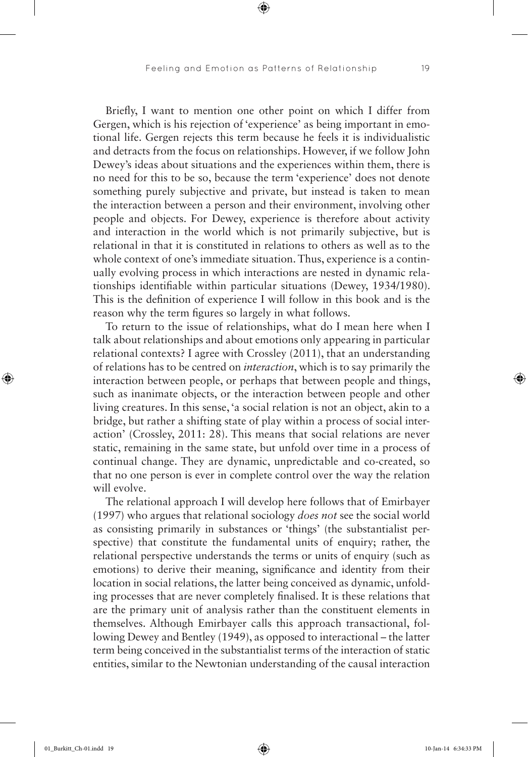Briefly, I want to mention one other point on which I differ from Gergen, which is his rejection of 'experience' as being important in emotional life. Gergen rejects this term because he feels it is individualistic and detracts from the focus on relationships. However, if we follow John Dewey's ideas about situations and the experiences within them, there is no need for this to be so, because the term 'experience' does not denote something purely subjective and private, but instead is taken to mean the interaction between a person and their environment, involving other people and objects. For Dewey, experience is therefore about activity and interaction in the world which is not primarily subjective, but is relational in that it is constituted in relations to others as well as to the whole context of one's immediate situation. Thus, experience is a continually evolving process in which interactions are nested in dynamic relationships identifiable within particular situations (Dewey, 1934/1980). This is the definition of experience I will follow in this book and is the reason why the term figures so largely in what follows.

To return to the issue of relationships, what do I mean here when I talk about relationships and about emotions only appearing in particular relational contexts? I agree with Crossley (2011), that an understanding of relations has to be centred on *interaction*, which is to say primarily the interaction between people, or perhaps that between people and things, such as inanimate objects, or the interaction between people and other living creatures. In this sense, 'a social relation is not an object, akin to a bridge, but rather a shifting state of play within a process of social interaction' (Crossley, 2011: 28). This means that social relations are never static, remaining in the same state, but unfold over time in a process of continual change. They are dynamic, unpredictable and co-created, so that no one person is ever in complete control over the way the relation will evolve.

The relational approach I will develop here follows that of Emirbayer (1997) who argues that relational sociology *does not* see the social world as consisting primarily in substances or 'things' (the substantialist perspective) that constitute the fundamental units of enquiry; rather, the relational perspective understands the terms or units of enquiry (such as emotions) to derive their meaning, significance and identity from their location in social relations, the latter being conceived as dynamic, unfolding processes that are never completely finalised. It is these relations that are the primary unit of analysis rather than the constituent elements in themselves. Although Emirbayer calls this approach transactional, following Dewey and Bentley (1949), as opposed to interactional – the latter term being conceived in the substantialist terms of the interaction of static entities, similar to the Newtonian understanding of the causal interaction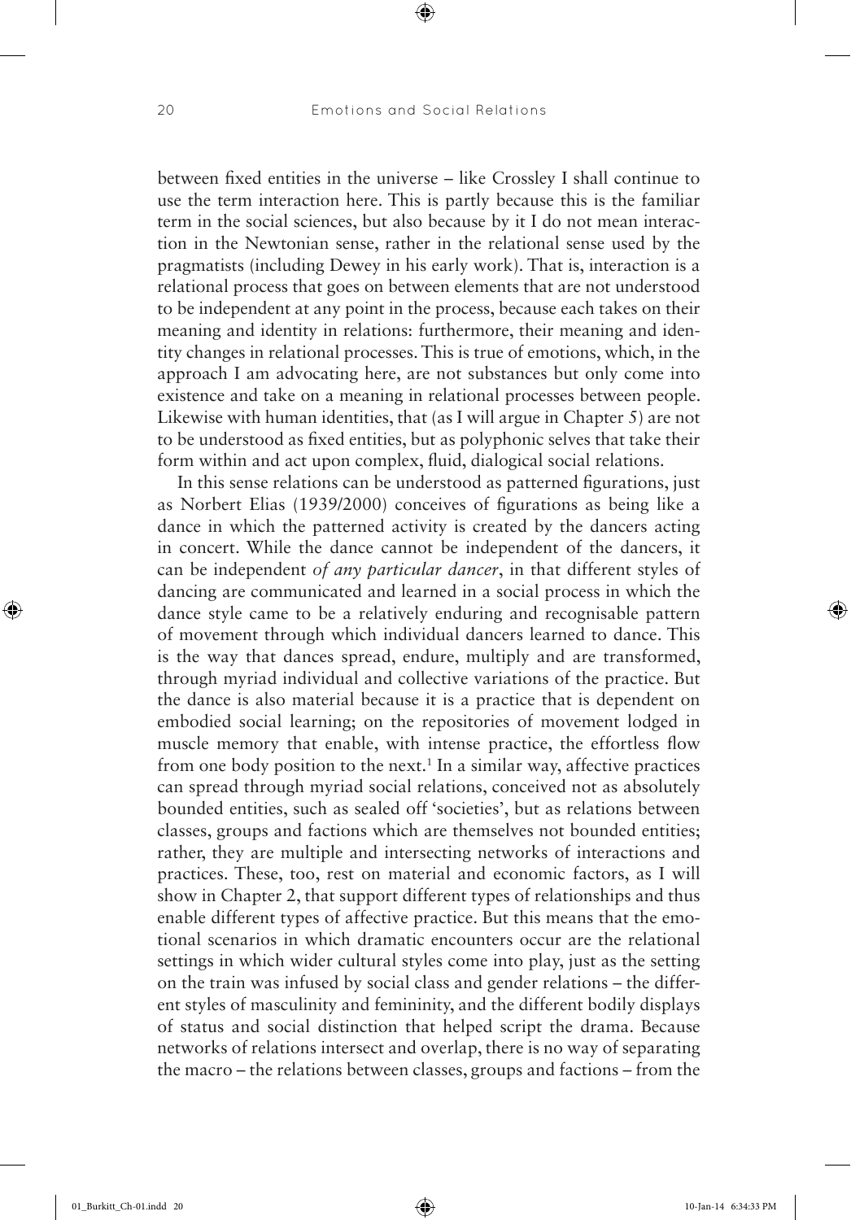between fixed entities in the universe – like Crossley I shall continue to use the term interaction here. This is partly because this is the familiar term in the social sciences, but also because by it I do not mean interaction in the Newtonian sense, rather in the relational sense used by the pragmatists (including Dewey in his early work). That is, interaction is a relational process that goes on between elements that are not understood to be independent at any point in the process, because each takes on their meaning and identity in relations: furthermore, their meaning and identity changes in relational processes. This is true of emotions, which, in the approach I am advocating here, are not substances but only come into existence and take on a meaning in relational processes between people. Likewise with human identities, that (as I will argue in Chapter 5) are not to be understood as fixed entities, but as polyphonic selves that take their form within and act upon complex, fluid, dialogical social relations.

In this sense relations can be understood as patterned figurations, just as Norbert Elias (1939/2000) conceives of figurations as being like a dance in which the patterned activity is created by the dancers acting in concert. While the dance cannot be independent of the dancers, it can be independent *of any particular dancer*, in that different styles of dancing are communicated and learned in a social process in which the dance style came to be a relatively enduring and recognisable pattern of movement through which individual dancers learned to dance. This is the way that dances spread, endure, multiply and are transformed, through myriad individual and collective variations of the practice. But the dance is also material because it is a practice that is dependent on embodied social learning; on the repositories of movement lodged in muscle memory that enable, with intense practice, the effortless flow from one body position to the next.[1] In a similar way, affective practices can spread through myriad social relations, conceived not as absolutely bounded entities, such as sealed off 'societies', but as relations between classes, groups and factions which are themselves not bounded entities; rather, they are multiple and intersecting networks of interactions and practices. These, too, rest on material and economic factors, as I will show in Chapter 2, that support different types of relationships and thus enable different types of affective practice. But this means that the emotional scenarios in which dramatic encounters occur are the relational settings in which wider cultural styles come into play, just as the setting on the train was infused by social class and gender relations – the different styles of masculinity and femininity, and the different bodily displays of status and social distinction that helped script the drama. Because networks of relations intersect and overlap, there is no way of separating the macro – the relations between classes, groups and factions – from the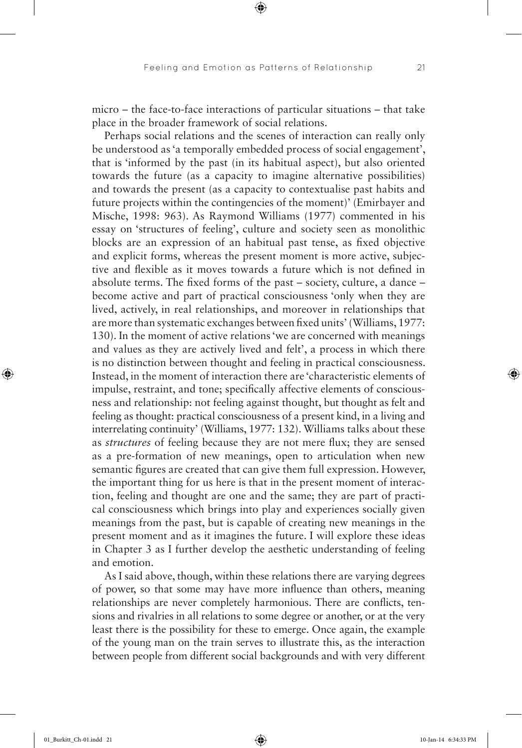micro – the face-to-face interactions of particular situations – that take place in the broader framework of social relations.

Perhaps social relations and the scenes of interaction can really only be understood as 'a temporally embedded process of social engagement', that is 'informed by the past (in its habitual aspect), but also oriented towards the future (as a capacity to imagine alternative possibilities) and towards the present (as a capacity to contextualise past habits and future projects within the contingencies of the moment)' (Emirbayer and Mische, 1998: 963). As Raymond Williams (1977) commented in his essay on 'structures of feeling', culture and society seen as monolithic blocks are an expression of an habitual past tense, as fixed objective and explicit forms, whereas the present moment is more active, subjective and flexible as it moves towards a future which is not defined in absolute terms. The fixed forms of the past – society, culture, a dance – become active and part of practical consciousness 'only when they are lived, actively, in real relationships, and moreover in relationships that are more than systematic exchanges between fixed units' (Williams, 1977: 130). In the moment of active relations 'we are concerned with meanings and values as they are actively lived and felt', a process in which there is no distinction between thought and feeling in practical consciousness. Instead, in the moment of interaction there are 'characteristic elements of impulse, restraint, and tone; specifically affective elements of consciousness and relationship: not feeling against thought, but thought as felt and feeling as thought: practical consciousness of a present kind, in a living and interrelating continuity' (Williams, 1977: 132). Williams talks about these as *structures* of feeling because they are not mere flux; they are sensed as a pre-formation of new meanings, open to articulation when new semantic figures are created that can give them full expression. However, the important thing for us here is that in the present moment of interaction, feeling and thought are one and the same; they are part of practical consciousness which brings into play and experiences socially given meanings from the past, but is capable of creating new meanings in the present moment and as it imagines the future. I will explore these ideas in Chapter 3 as I further develop the aesthetic understanding of feeling and emotion.

As I said above, though, within these relations there are varying degrees of power, so that some may have more influence than others, meaning relationships are never completely harmonious. There are conflicts, tensions and rivalries in all relations to some degree or another, or at the very least there is the possibility for these to emerge. Once again, the example of the young man on the train serves to illustrate this, as the interaction between people from different social backgrounds and with very different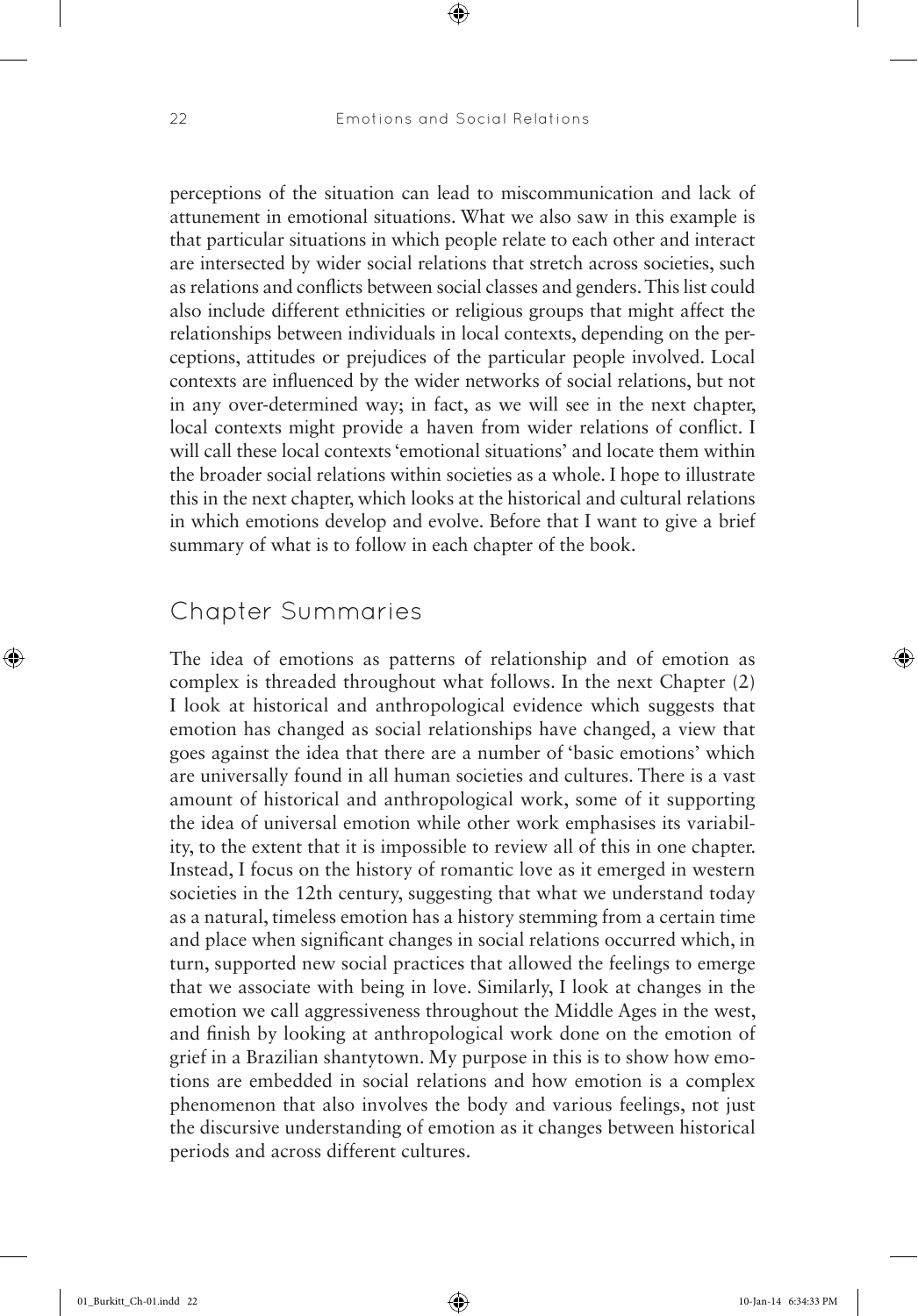perceptions of the situation can lead to miscommunication and lack of attunement in emotional situations. What we also saw in this example is that particular situations in which people relate to each other and interact are intersected by wider social relations that stretch across societies, such as relations and conflicts between social classes and genders. This list could also include different ethnicities or religious groups that might affect the relationships between individuals in local contexts, depending on the perceptions, attitudes or prejudices of the particular people involved. Local contexts are influenced by the wider networks of social relations, but not in any over-determined way; in fact, as we will see in the next chapter, local contexts might provide a haven from wider relations of conflict. I will call these local contexts 'emotional situations' and locate them within the broader social relations within societies as a whole. I hope to illustrate this in the next chapter, which looks at the historical and cultural relations in which emotions develop and evolve. Before that I want to give a brief summary of what is to follow in each chapter of the book.

## Chapter Summaries

The idea of emotions as patterns of relationship and of emotion as complex is threaded throughout what follows. In the next Chapter (2) I look at historical and anthropological evidence which suggests that emotion has changed as social relationships have changed, a view that goes against the idea that there are a number of 'basic emotions' which are universally found in all human societies and cultures. There is a vast amount of historical and anthropological work, some of it supporting the idea of universal emotion while other work emphasises its variability, to the extent that it is impossible to review all of this in one chapter. Instead, I focus on the history of romantic love as it emerged in western societies in the 12th century, suggesting that what we understand today as a natural, timeless emotion has a history stemming from a certain time and place when significant changes in social relations occurred which, in turn, supported new social practices that allowed the feelings to emerge that we associate with being in love. Similarly, I look at changes in the emotion we call aggressiveness throughout the Middle Ages in the west, and finish by looking at anthropological work done on the emotion of grief in a Brazilian shantytown. My purpose in this is to show how emotions are embedded in social relations and how emotion is a complex phenomenon that also involves the body and various feelings, not just the discursive understanding of emotion as it changes between historical periods and across different cultures.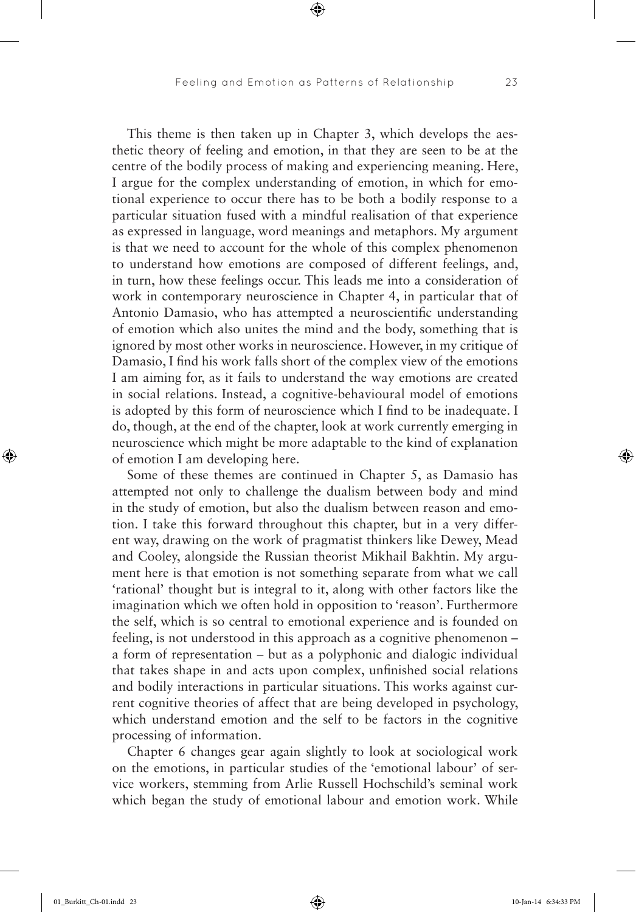This theme is then taken up in Chapter 3, which develops the aesthetic theory of feeling and emotion, in that they are seen to be at the centre of the bodily process of making and experiencing meaning. Here, I argue for the complex understanding of emotion, in which for emotional experience to occur there has to be both a bodily response to a particular situation fused with a mindful realisation of that experience as expressed in language, word meanings and metaphors. My argument is that we need to account for the whole of this complex phenomenon to understand how emotions are composed of different feelings, and, in turn, how these feelings occur. This leads me into a consideration of work in contemporary neuroscience in Chapter 4, in particular that of Antonio Damasio, who has attempted a neuroscientific understanding of emotion which also unites the mind and the body, something that is ignored by most other works in neuroscience. However, in my critique of Damasio, I find his work falls short of the complex view of the emotions I am aiming for, as it fails to understand the way emotions are created in social relations. Instead, a cognitive-behavioural model of emotions is adopted by this form of neuroscience which I find to be inadequate. I do, though, at the end of the chapter, look at work currently emerging in neuroscience which might be more adaptable to the kind of explanation of emotion I am developing here.

Some of these themes are continued in Chapter 5, as Damasio has attempted not only to challenge the dualism between body and mind in the study of emotion, but also the dualism between reason and emotion. I take this forward throughout this chapter, but in a very different way, drawing on the work of pragmatist thinkers like Dewey, Mead and Cooley, alongside the Russian theorist Mikhail Bakhtin. My argument here is that emotion is not something separate from what we call 'rational' thought but is integral to it, along with other factors like the imagination which we often hold in opposition to 'reason'. Furthermore the self, which is so central to emotional experience and is founded on feeling, is not understood in this approach as a cognitive phenomenon – a form of representation – but as a polyphonic and dialogic individual that takes shape in and acts upon complex, unfinished social relations and bodily interactions in particular situations. This works against current cognitive theories of affect that are being developed in psychology, which understand emotion and the self to be factors in the cognitive processing of information.

Chapter 6 changes gear again slightly to look at sociological work on the emotions, in particular studies of the 'emotional labour' of service workers, stemming from Arlie Russell Hochschild's seminal work which began the study of emotional labour and emotion work. While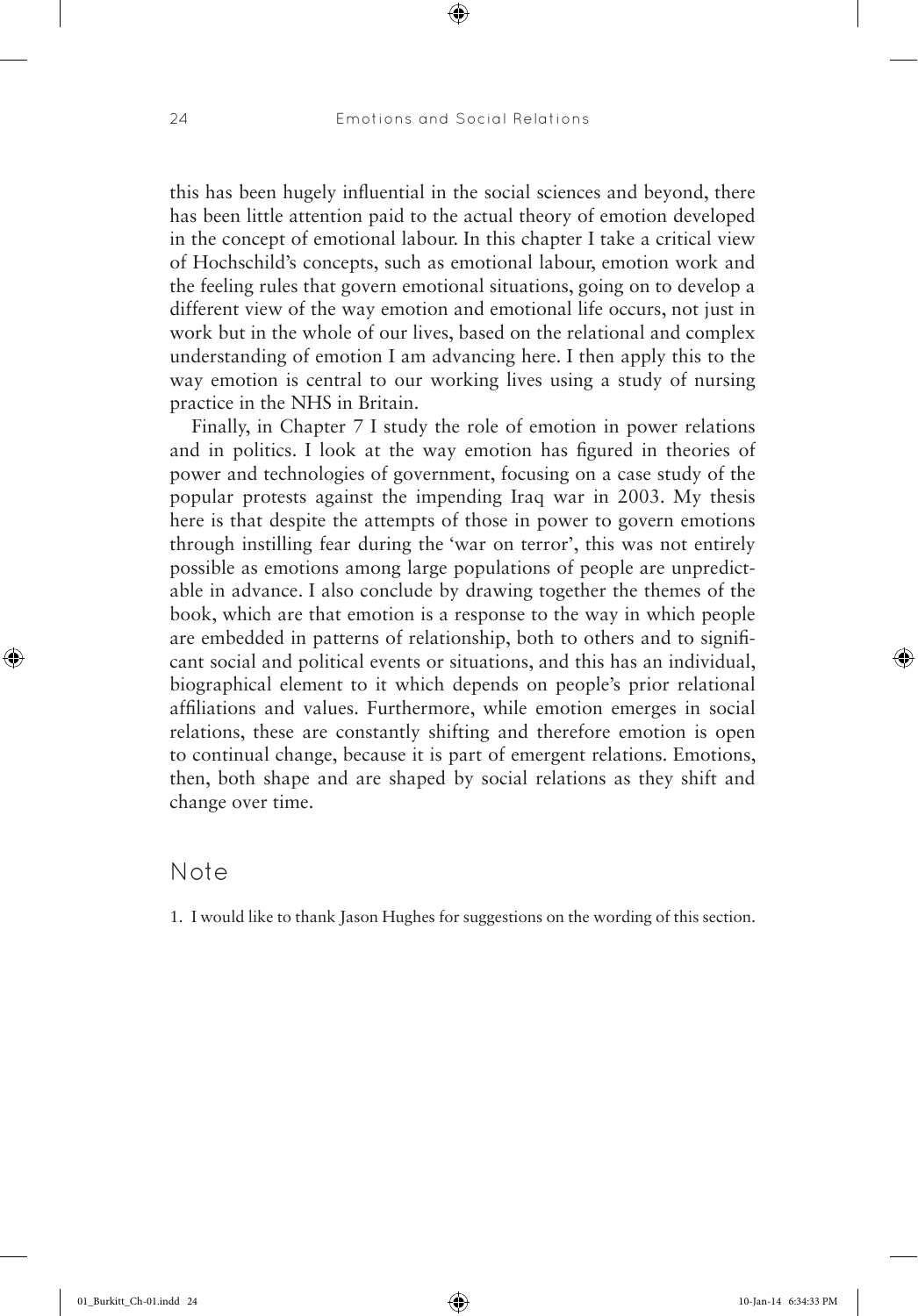this has been hugely influential in the social sciences and beyond, there has been little attention paid to the actual theory of emotion developed in the concept of emotional labour. In this chapter I take a critical view of Hochschild's concepts, such as emotional labour, emotion work and the feeling rules that govern emotional situations, going on to develop a different view of the way emotion and emotional life occurs, not just in work but in the whole of our lives, based on the relational and complex understanding of emotion I am advancing here. I then apply this to the way emotion is central to our working lives using a study of nursing practice in the NHS in Britain.

Finally, in Chapter 7 I study the role of emotion in power relations and in politics. I look at the way emotion has figured in theories of power and technologies of government, focusing on a case study of the popular protests against the impending Iraq war in 2003. My thesis here is that despite the attempts of those in power to govern emotions through instilling fear during the 'war on terror', this was not entirely possible as emotions among large populations of people are unpredictable in advance. I also conclude by drawing together the themes of the book, which are that emotion is a response to the way in which people are embedded in patterns of relationship, both to others and to significant social and political events or situations, and this has an individual, biographical element to it which depends on people's prior relational affiliations and values. Furthermore, while emotion emerges in social relations, these are constantly shifting and therefore emotion is open to continual change, because it is part of emergent relations. Emotions, then, both shape and are shaped by social relations as they shift and change over time.

## Note

1. I would like to thank Jason Hughes for suggestions on the wording of this section.